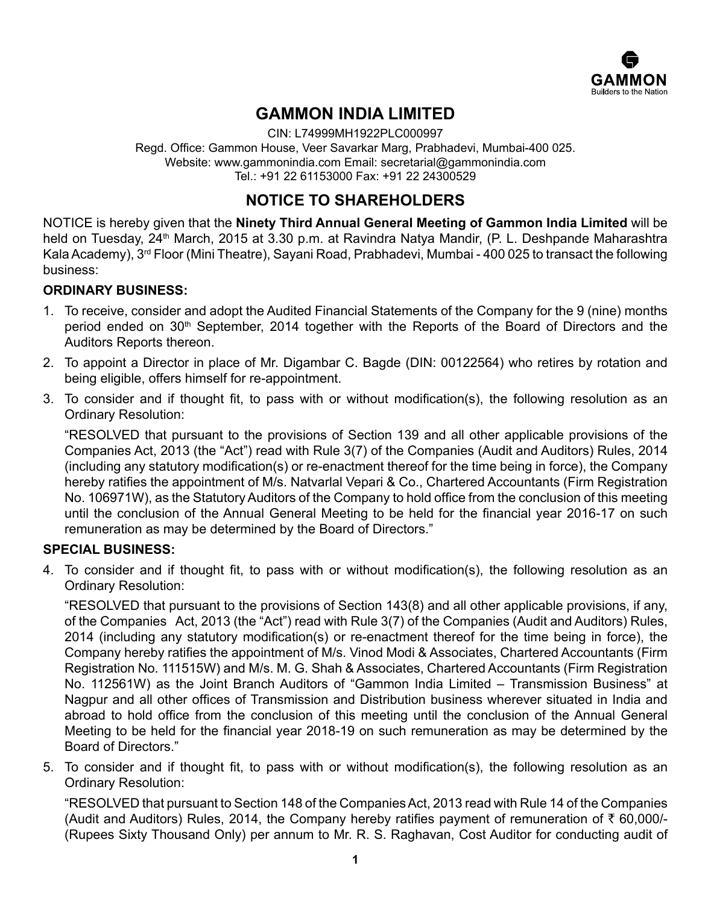GAMMON
Builders to the Nation

# GAMMON INDIA LIMITED

CIN: L74999MH1922PLC000997
Regd. Office: Gammon House, Veer Savarkar Marg, Prabhadevi, Mumbai-400 025.
Website: www.gammonindia.com Email: secretarial@gammonindia.com
Tel.: +91 22 61153000 Fax: +91 22 24300529

## NOTICE TO SHAREHOLDERS

NOTICE is hereby given that the **Ninety Third Annual General Meeting of Gammon India Limited** will be held on Tuesday, 24th March, 2015 at 3.30 p.m. at Ravindra Natya Mandir, (P. L. Deshpande Maharashtra Kala Academy), 3rd Floor (Mini Theatre), Sayani Road, Prabhadevi, Mumbai - 400 025 to transact the following business:

**ORDINARY BUSINESS:**

1. To receive, consider and adopt the Audited Financial Statements of the Company for the 9 (nine) months period ended on 30th September, 2014 together with the Reports of the Board of Directors and the Auditors Reports thereon.
2. To appoint a Director in place of Mr. Digambar C. Bagde (DIN: 00122564) who retires by rotation and being eligible, offers himself for re-appointment.
3. To consider and if thought fit, to pass with or without modification(s), the following resolution as an Ordinary Resolution:

   "RESOLVED that pursuant to the provisions of Section 139 and all other applicable provisions of the Companies Act, 2013 (the "Act") read with Rule 3(7) of the Companies (Audit and Auditors) Rules, 2014 (including any statutory modification(s) or re-enactment thereof for the time being in force), the Company hereby ratifies the appointment of M/s. Natvarlal Vepari & Co., Chartered Accountants (Firm Registration No. 106971W), as the Statutory Auditors of the Company to hold office from the conclusion of this meeting until the conclusion of the Annual General Meeting to be held for the financial year 2016-17 on such remuneration as may be determined by the Board of Directors."

**SPECIAL BUSINESS:**

4. To consider and if thought fit, to pass with or without modification(s), the following resolution as an Ordinary Resolution:

   "RESOLVED that pursuant to the provisions of Section 143(8) and all other applicable provisions, if any, of the Companies Act, 2013 (the "Act") read with Rule 3(7) of the Companies (Audit and Auditors) Rules, 2014 (including any statutory modification(s) or re-enactment thereof for the time being in force), the Company hereby ratifies the appointment of M/s. Vinod Modi & Associates, Chartered Accountants (Firm Registration No. 111515W) and M/s. M. G. Shah & Associates, Chartered Accountants (Firm Registration No. 112561W) as the Joint Branch Auditors of "Gammon India Limited – Transmission Business" at Nagpur and all other offices of Transmission and Distribution business wherever situated in India and abroad to hold office from the conclusion of this meeting until the conclusion of the Annual General Meeting to be held for the financial year 2018-19 on such remuneration as may be determined by the Board of Directors."

5. To consider and if thought fit, to pass with or without modification(s), the following resolution as an Ordinary Resolution:

   "RESOLVED that pursuant to Section 148 of the Companies Act, 2013 read with Rule 14 of the Companies (Audit and Auditors) Rules, 2014, the Company hereby ratifies payment of remuneration of ₹ 60,000/- (Rupees Sixty Thousand Only) per annum to Mr. R. S. Raghavan, Cost Auditor for conducting audit of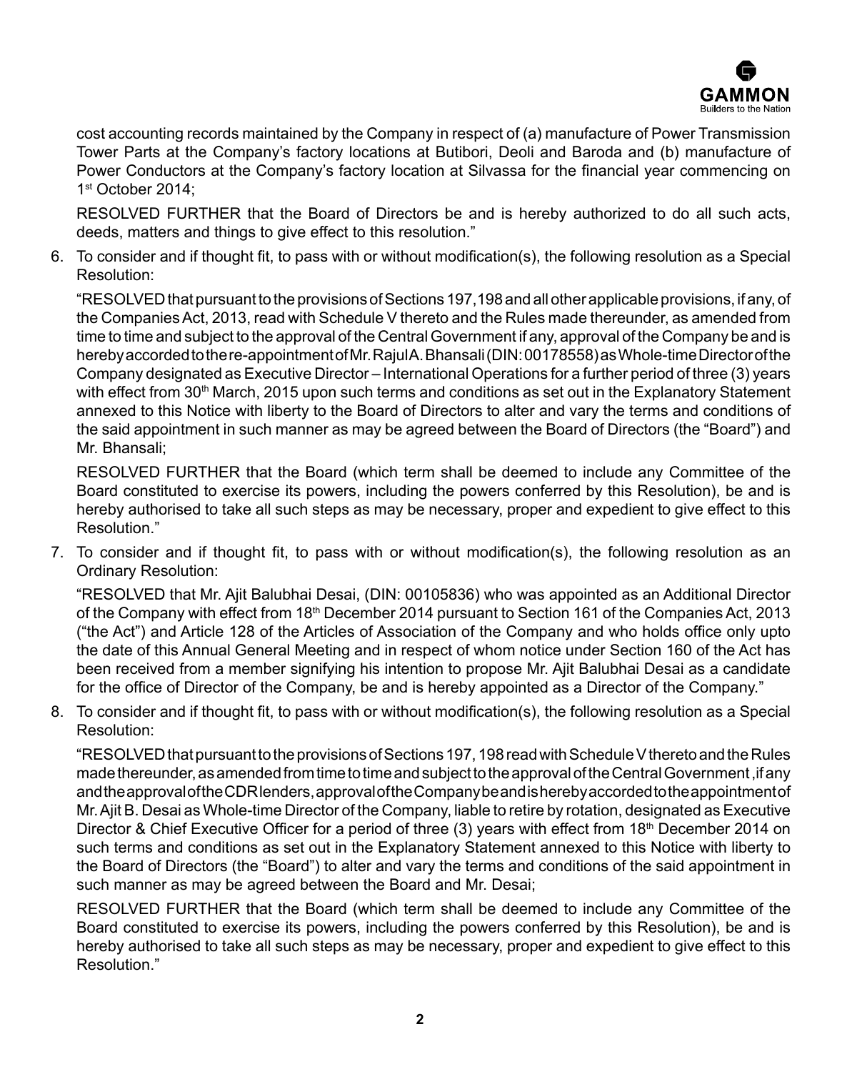cost accounting records maintained by the Company in respect of (a) manufacture of Power Transmission Tower Parts at the Company's factory locations at Butibori, Deoli and Baroda and (b) manufacture of Power Conductors at the Company's factory location at Silvassa for the financial year commencing on 1st October 2014;

RESOLVED FURTHER that the Board of Directors be and is hereby authorized to do all such acts, deeds, matters and things to give effect to this resolution."

6. To consider and if thought fit, to pass with or without modification(s), the following resolution as a Special Resolution:

   "RESOLVED that pursuant to the provisions of Sections 197,198 and all other applicable provisions, if any, of the Companies Act, 2013, read with Schedule V thereto and the Rules made thereunder, as amended from time to time and subject to the approval of the Central Government if any, approval of the Company be and is hereby accorded to the re-appointment of Mr. Rajul A. Bhansali (DIN: 00178558) as Whole-time Director of the Company designated as Executive Director – International Operations for a further period of three (3) years with effect from 30th March, 2015 upon such terms and conditions as set out in the Explanatory Statement annexed to this Notice with liberty to the Board of Directors to alter and vary the terms and conditions of the said appointment in such manner as may be agreed between the Board of Directors (the "Board") and Mr. Bhansali;

   RESOLVED FURTHER that the Board (which term shall be deemed to include any Committee of the Board constituted to exercise its powers, including the powers conferred by this Resolution), be and is hereby authorised to take all such steps as may be necessary, proper and expedient to give effect to this Resolution."

7. To consider and if thought fit, to pass with or without modification(s), the following resolution as an Ordinary Resolution:

   "RESOLVED that Mr. Ajit Balubhai Desai, (DIN: 00105836) who was appointed as an Additional Director of the Company with effect from 18th December 2014 pursuant to Section 161 of the Companies Act, 2013 ("the Act") and Article 128 of the Articles of Association of the Company and who holds office only upto the date of this Annual General Meeting and in respect of whom notice under Section 160 of the Act has been received from a member signifying his intention to propose Mr. Ajit Balubhai Desai as a candidate for the office of Director of the Company, be and is hereby appointed as a Director of the Company."

8. To consider and if thought fit, to pass with or without modification(s), the following resolution as a Special Resolution:

   "RESOLVED that pursuant to the provisions of Sections 197, 198 read with Schedule V thereto and the Rules made thereunder, as amended from time to time and subject to the approval of the Central Government ,if any and the approval of the CDR lenders, approval of the Company be and is hereby accorded to the appointment of Mr. Ajit B. Desai as Whole-time Director of the Company, liable to retire by rotation, designated as Executive Director & Chief Executive Officer for a period of three (3) years with effect from 18th December 2014 on such terms and conditions as set out in the Explanatory Statement annexed to this Notice with liberty to the Board of Directors (the "Board") to alter and vary the terms and conditions of the said appointment in such manner as may be agreed between the Board and Mr. Desai;

   RESOLVED FURTHER that the Board (which term shall be deemed to include any Committee of the Board constituted to exercise its powers, including the powers conferred by this Resolution), be and is hereby authorised to take all such steps as may be necessary, proper and expedient to give effect to this Resolution."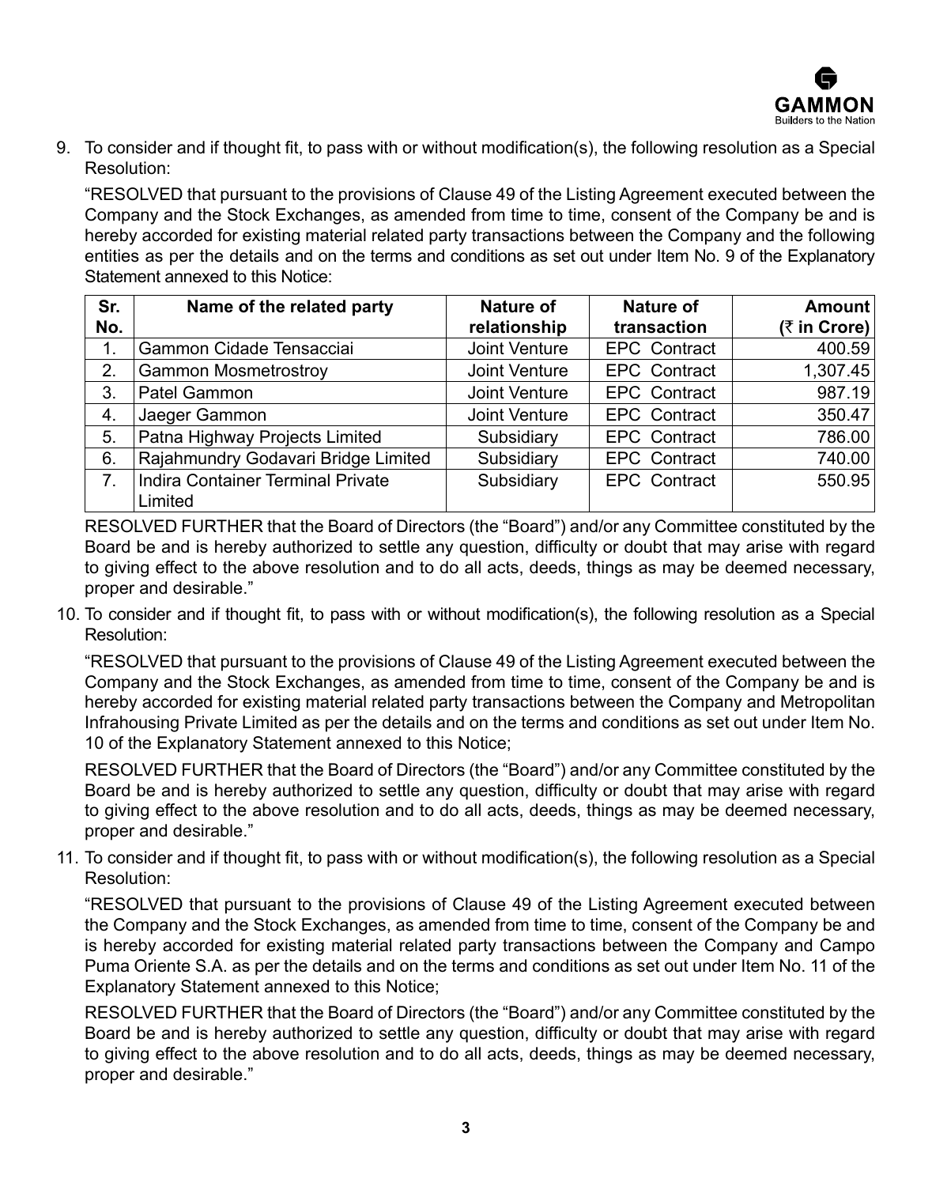9. To consider and if thought fit, to pass with or without modification(s), the following resolution as a Special Resolution:

   "RESOLVED that pursuant to the provisions of Clause 49 of the Listing Agreement executed between the Company and the Stock Exchanges, as amended from time to time, consent of the Company be and is hereby accorded for existing material related party transactions between the Company and the following entities as per the details and on the terms and conditions as set out under Item No. 9 of the Explanatory Statement annexed to this Notice:

| Sr. No. | Name of the related party | Nature of relationship | Nature of transaction | Amount (₹ in Crore) |
|---|---|---|---|---|
| 1. | Gammon Cidade Tensacciai | Joint Venture | EPC Contract | 400.59 |
| 2. | Gammon Mosmetrostroy | Joint Venture | EPC Contract | 1,307.45 |
| 3. | Patel Gammon | Joint Venture | EPC Contract | 987.19 |
| 4. | Jaeger Gammon | Joint Venture | EPC Contract | 350.47 |
| 5. | Patna Highway Projects Limited | Subsidiary | EPC Contract | 786.00 |
| 6. | Rajahmundry Godavari Bridge Limited | Subsidiary | EPC Contract | 740.00 |
| 7. | Indira Container Terminal Private Limited | Subsidiary | EPC Contract | 550.95 |

   RESOLVED FURTHER that the Board of Directors (the "Board") and/or any Committee constituted by the Board be and is hereby authorized to settle any question, difficulty or doubt that may arise with regard to giving effect to the above resolution and to do all acts, deeds, things as may be deemed necessary, proper and desirable."

10. To consider and if thought fit, to pass with or without modification(s), the following resolution as a Special Resolution:

    "RESOLVED that pursuant to the provisions of Clause 49 of the Listing Agreement executed between the Company and the Stock Exchanges, as amended from time to time, consent of the Company be and is hereby accorded for existing material related party transactions between the Company and Metropolitan Infrahousing Private Limited as per the details and on the terms and conditions as set out under Item No. 10 of the Explanatory Statement annexed to this Notice;

    RESOLVED FURTHER that the Board of Directors (the "Board") and/or any Committee constituted by the Board be and is hereby authorized to settle any question, difficulty or doubt that may arise with regard to giving effect to the above resolution and to do all acts, deeds, things as may be deemed necessary, proper and desirable."

11. To consider and if thought fit, to pass with or without modification(s), the following resolution as a Special Resolution:

    "RESOLVED that pursuant to the provisions of Clause 49 of the Listing Agreement executed between the Company and the Stock Exchanges, as amended from time to time, consent of the Company be and is hereby accorded for existing material related party transactions between the Company and Campo Puma Oriente S.A. as per the details and on the terms and conditions as set out under Item No. 11 of the Explanatory Statement annexed to this Notice;

    RESOLVED FURTHER that the Board of Directors (the "Board") and/or any Committee constituted by the Board be and is hereby authorized to settle any question, difficulty or doubt that may arise with regard to giving effect to the above resolution and to do all acts, deeds, things as may be deemed necessary, proper and desirable."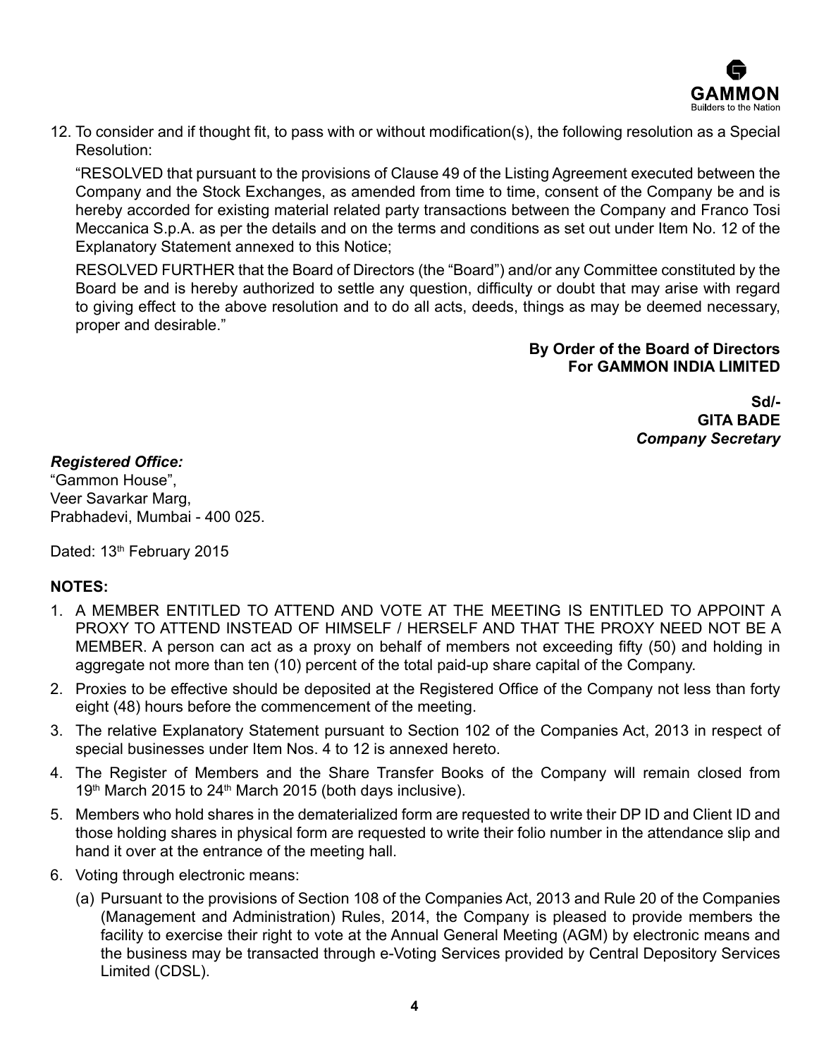12. To consider and if thought fit, to pass with or without modification(s), the following resolution as a Special Resolution:

    "RESOLVED that pursuant to the provisions of Clause 49 of the Listing Agreement executed between the Company and the Stock Exchanges, as amended from time to time, consent of the Company be and is hereby accorded for existing material related party transactions between the Company and Franco Tosi Meccanica S.p.A. as per the details and on the terms and conditions as set out under Item No. 12 of the Explanatory Statement annexed to this Notice;

    RESOLVED FURTHER that the Board of Directors (the "Board") and/or any Committee constituted by the Board be and is hereby authorized to settle any question, difficulty or doubt that may arise with regard to giving effect to the above resolution and to do all acts, deeds, things as may be deemed necessary, proper and desirable."

**By Order of the Board of Directors**
**For GAMMON INDIA LIMITED**

**Sd/-**
**GITA BADE**
***Company Secretary***

***Registered Office:***
"Gammon House",
Veer Savarkar Marg,
Prabhadevi, Mumbai - 400 025.

Dated: 13th February 2015

**NOTES:**

1. A MEMBER ENTITLED TO ATTEND AND VOTE AT THE MEETING IS ENTITLED TO APPOINT A PROXY TO ATTEND INSTEAD OF HIMSELF / HERSELF AND THAT THE PROXY NEED NOT BE A MEMBER. A person can act as a proxy on behalf of members not exceeding fifty (50) and holding in aggregate not more than ten (10) percent of the total paid-up share capital of the Company.
2. Proxies to be effective should be deposited at the Registered Office of the Company not less than forty eight (48) hours before the commencement of the meeting.
3. The relative Explanatory Statement pursuant to Section 102 of the Companies Act, 2013 in respect of special businesses under Item Nos. 4 to 12 is annexed hereto.
4. The Register of Members and the Share Transfer Books of the Company will remain closed from 19th March 2015 to 24th March 2015 (both days inclusive).
5. Members who hold shares in the dematerialized form are requested to write their DP ID and Client ID and those holding shares in physical form are requested to write their folio number in the attendance slip and hand it over at the entrance of the meeting hall.
6. Voting through electronic means:
   (a) Pursuant to the provisions of Section 108 of the Companies Act, 2013 and Rule 20 of the Companies (Management and Administration) Rules, 2014, the Company is pleased to provide members the facility to exercise their right to vote at the Annual General Meeting (AGM) by electronic means and the business may be transacted through e-Voting Services provided by Central Depository Services Limited (CDSL).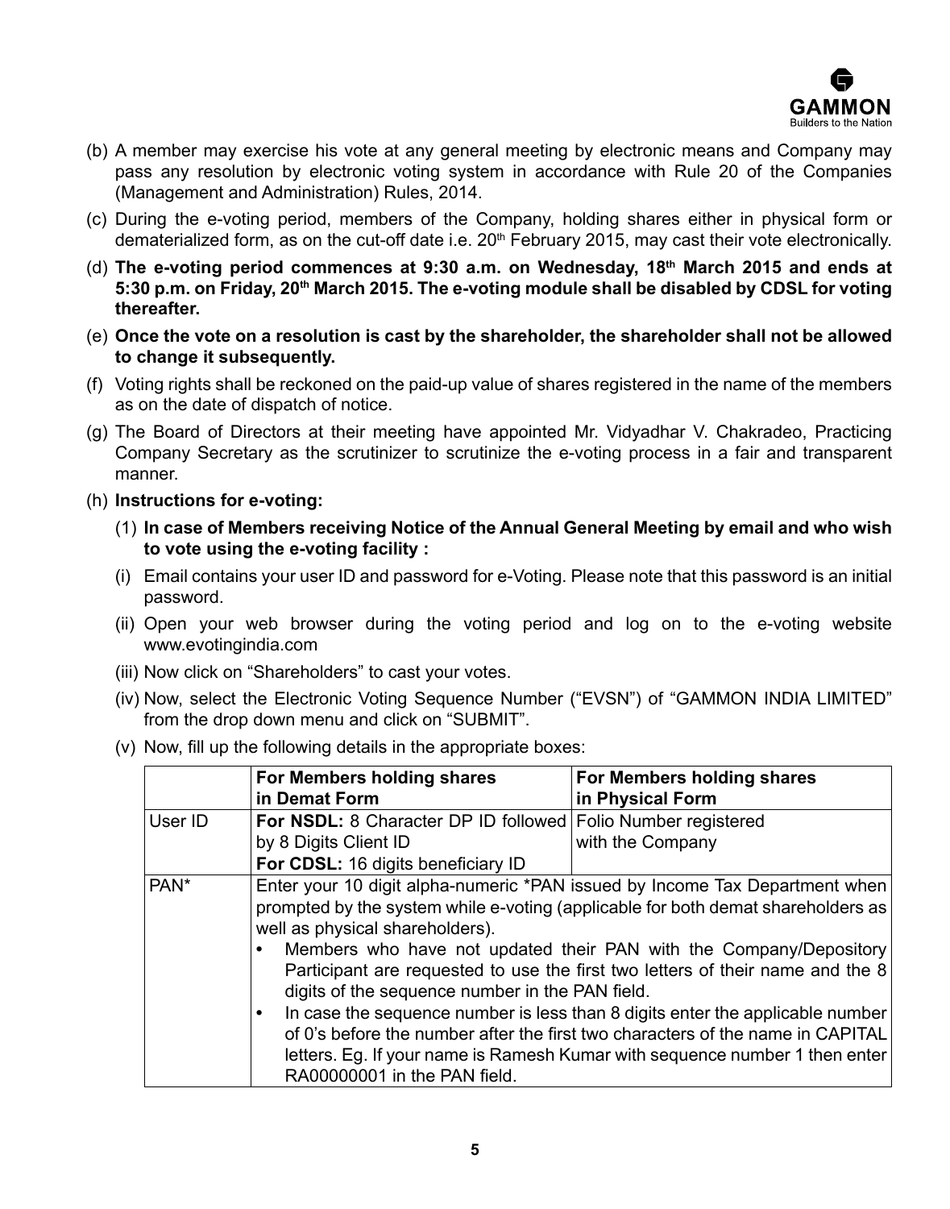(b) A member may exercise his vote at any general meeting by electronic means and Company may pass any resolution by electronic voting system in accordance with Rule 20 of the Companies (Management and Administration) Rules, 2014.

(c) During the e-voting period, members of the Company, holding shares either in physical form or dematerialized form, as on the cut-off date i.e. 20th February 2015, may cast their vote electronically.

(d) **The e-voting period commences at 9:30 a.m. on Wednesday, 18th March 2015 and ends at 5:30 p.m. on Friday, 20th March 2015. The e-voting module shall be disabled by CDSL for voting thereafter.**

(e) **Once the vote on a resolution is cast by the shareholder, the shareholder shall not be allowed to change it subsequently.**

(f) Voting rights shall be reckoned on the paid-up value of shares registered in the name of the members as on the date of dispatch of notice.

(g) The Board of Directors at their meeting have appointed Mr. Vidyadhar V. Chakradeo, Practicing Company Secretary as the scrutinizer to scrutinize the e-voting process in a fair and transparent manner.

(h) **Instructions for e-voting:**

(1) **In case of Members receiving Notice of the Annual General Meeting by email and who wish to vote using the e-voting facility :**

(i) Email contains your user ID and password for e-Voting. Please note that this password is an initial password.

(ii) Open your web browser during the voting period and log on to the e-voting website www.evotingindia.com

(iii) Now click on "Shareholders" to cast your votes.

(iv) Now, select the Electronic Voting Sequence Number ("EVSN") of "GAMMON INDIA LIMITED" from the drop down menu and click on "SUBMIT".

(v) Now, fill up the following details in the appropriate boxes:

| | **For Members holding shares in Demat Form** | **For Members holding shares in Physical Form** |
|---|---|---|
| User ID | **For NSDL:** 8 Character DP ID followed by 8 Digits Client ID<br>**For CDSL:** 16 digits beneficiary ID | Folio Number registered with the Company |
| PAN* | Enter your 10 digit alpha-numeric *PAN issued by Income Tax Department when prompted by the system while e-voting (applicable for both demat shareholders as well as physical shareholders).<br>• Members who have not updated their PAN with the Company/Depository Participant are requested to use the first two letters of their name and the 8 digits of the sequence number in the PAN field.<br>• In case the sequence number is less than 8 digits enter the applicable number of 0's before the number after the first two characters of the name in CAPITAL letters. Eg. If your name is Ramesh Kumar with sequence number 1 then enter RA00000001 in the PAN field. | |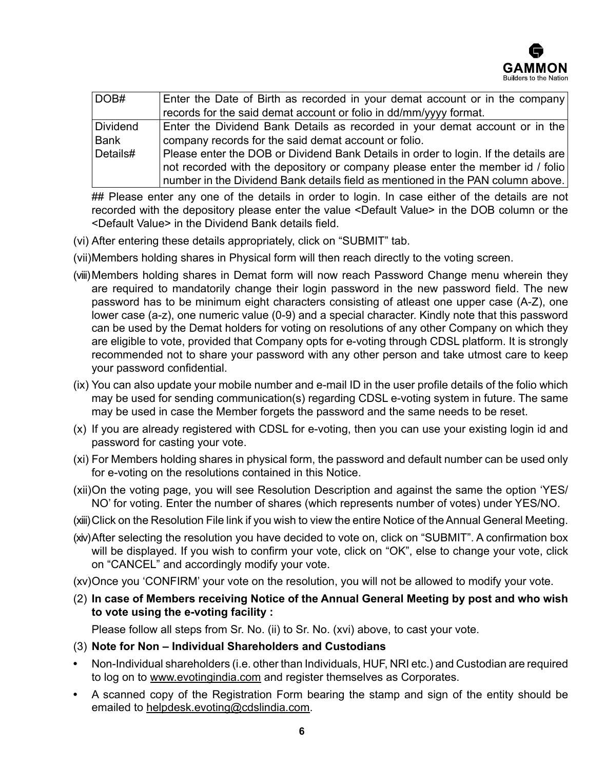| DOB# | Enter the Date of Birth as recorded in your demat account or in the company records for the said demat account or folio in dd/mm/yyyy format. |
|---|---|
| Dividend Bank Details# | Enter the Dividend Bank Details as recorded in your demat account or in the company records for the said demat account or folio.<br>Please enter the DOB or Dividend Bank Details in order to login. If the details are not recorded with the depository or company please enter the member id / folio number in the Dividend Bank details field as mentioned in the PAN column above. |

## Please enter any one of the details in order to login. In case either of the details are not recorded with the depository please enter the value <Default Value> in the DOB column or the <Default Value> in the Dividend Bank details field.

(vi) After entering these details appropriately, click on "SUBMIT" tab.

(vii) Members holding shares in Physical form will then reach directly to the voting screen.

(viii) Members holding shares in Demat form will now reach Password Change menu wherein they are required to mandatorily change their login password in the new password field. The new password has to be minimum eight characters consisting of atleast one upper case (A-Z), one lower case (a-z), one numeric value (0-9) and a special character. Kindly note that this password can be used by the Demat holders for voting on resolutions of any other Company on which they are eligible to vote, provided that Company opts for e-voting through CDSL platform. It is strongly recommended not to share your password with any other person and take utmost care to keep your password confidential.

(ix) You can also update your mobile number and e-mail ID in the user profile details of the folio which may be used for sending communication(s) regarding CDSL e-voting system in future. The same may be used in case the Member forgets the password and the same needs to be reset.

(x) If you are already registered with CDSL for e-voting, then you can use your existing login id and password for casting your vote.

(xi) For Members holding shares in physical form, the password and default number can be used only for e-voting on the resolutions contained in this Notice.

(xii) On the voting page, you will see Resolution Description and against the same the option 'YES/NO' for voting. Enter the number of shares (which represents number of votes) under YES/NO.

(xiii) Click on the Resolution File link if you wish to view the entire Notice of the Annual General Meeting.

(xiv) After selecting the resolution you have decided to vote on, click on "SUBMIT". A confirmation box will be displayed. If you wish to confirm your vote, click on "OK", else to change your vote, click on "CANCEL" and accordingly modify your vote.

(xv) Once you 'CONFIRM' your vote on the resolution, you will not be allowed to modify your vote.

(2) **In case of Members receiving Notice of the Annual General Meeting by post and who wish to vote using the e-voting facility :**

Please follow all steps from Sr. No. (ii) to Sr. No. (xvi) above, to cast your vote.

(3) **Note for Non – Individual Shareholders and Custodians**

- Non-Individual shareholders (i.e. other than Individuals, HUF, NRI etc.) and Custodian are required to log on to www.evotingindia.com and register themselves as Corporates.
- A scanned copy of the Registration Form bearing the stamp and sign of the entity should be emailed to helpdesk.evoting@cdslindia.com.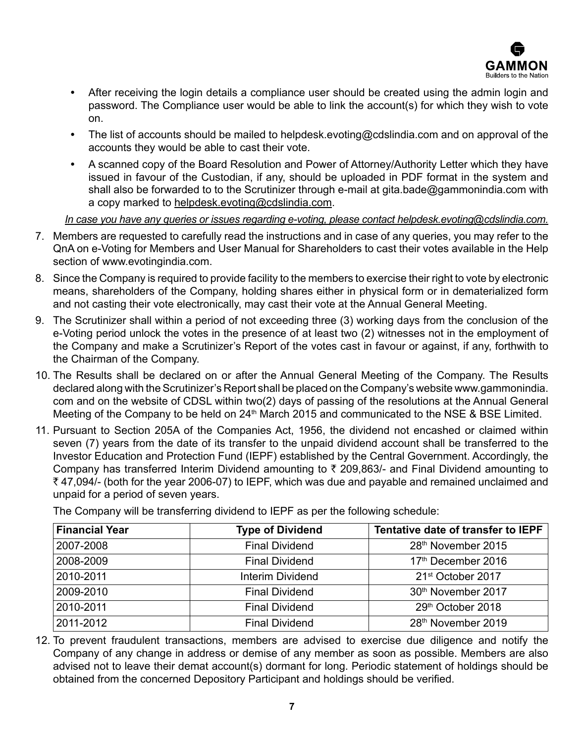- After receiving the login details a compliance user should be created using the admin login and password. The Compliance user would be able to link the account(s) for which they wish to vote on.
- The list of accounts should be mailed to helpdesk.evoting@cdslindia.com and on approval of the accounts they would be able to cast their vote.
- A scanned copy of the Board Resolution and Power of Attorney/Authority Letter which they have issued in favour of the Custodian, if any, should be uploaded in PDF format in the system and shall also be forwarded to to the Scrutinizer through e-mail at gita.bade@gammonindia.com with a copy marked to helpdesk.evoting@cdslindia.com.

*In case you have any queries or issues regarding e-voting, please contact helpdesk.evoting@cdslindia.com.*

7. Members are requested to carefully read the instructions and in case of any queries, you may refer to the QnA on e-Voting for Members and User Manual for Shareholders to cast their votes available in the Help section of www.evotingindia.com.

8. Since the Company is required to provide facility to the members to exercise their right to vote by electronic means, shareholders of the Company, holding shares either in physical form or in dematerialized form and not casting their vote electronically, may cast their vote at the Annual General Meeting.

9. The Scrutinizer shall within a period of not exceeding three (3) working days from the conclusion of the e-Voting period unlock the votes in the presence of at least two (2) witnesses not in the employment of the Company and make a Scrutinizer's Report of the votes cast in favour or against, if any, forthwith to the Chairman of the Company.

10. The Results shall be declared on or after the Annual General Meeting of the Company. The Results declared along with the Scrutinizer's Report shall be placed on the Company's website www.gammonindia.com and on the website of CDSL within two(2) days of passing of the resolutions at the Annual General Meeting of the Company to be held on 24th March 2015 and communicated to the NSE & BSE Limited.

11. Pursuant to Section 205A of the Companies Act, 1956, the dividend not encashed or claimed within seven (7) years from the date of its transfer to the unpaid dividend account shall be transferred to the Investor Education and Protection Fund (IEPF) established by the Central Government. Accordingly, the Company has transferred Interim Dividend amounting to ₹ 209,863/- and Final Dividend amounting to ₹ 47,094/- (both for the year 2006-07) to IEPF, which was due and payable and remained unclaimed and unpaid for a period of seven years.

    The Company will be transferring dividend to IEPF as per the following schedule:

| Financial Year | Type of Dividend | Tentative date of transfer to IEPF |
|---|---|---|
| 2007-2008 | Final Dividend | 28th November 2015 |
| 2008-2009 | Final Dividend | 17th December 2016 |
| 2010-2011 | Interim Dividend | 21st October 2017 |
| 2009-2010 | Final Dividend | 30th November 2017 |
| 2010-2011 | Final Dividend | 29th October 2018 |
| 2011-2012 | Final Dividend | 28th November 2019 |

12. To prevent fraudulent transactions, members are advised to exercise due diligence and notify the Company of any change in address or demise of any member as soon as possible. Members are also advised not to leave their demat account(s) dormant for long. Periodic statement of holdings should be obtained from the concerned Depository Participant and holdings should be verified.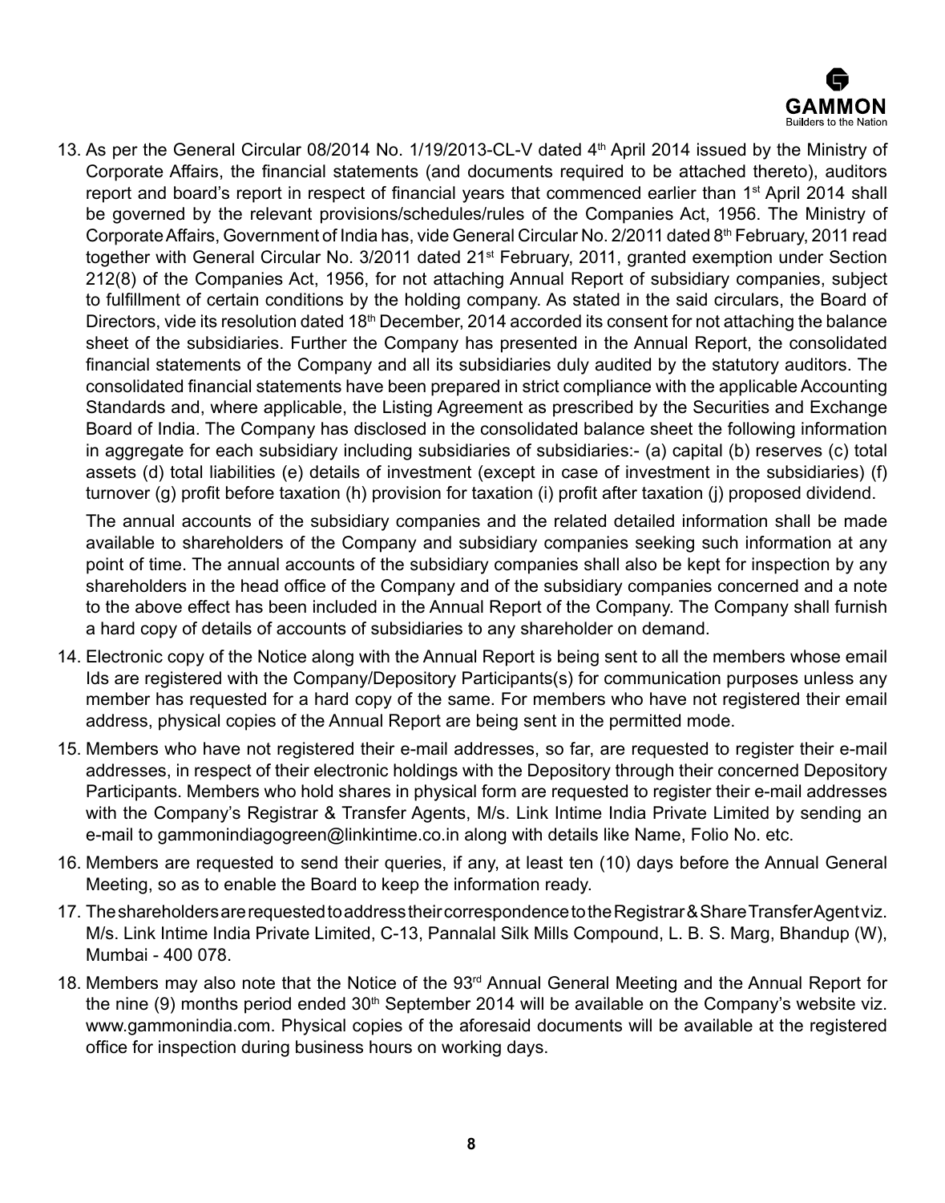13. As per the General Circular 08/2014 No. 1/19/2013-CL-V dated 4th April 2014 issued by the Ministry of Corporate Affairs, the financial statements (and documents required to be attached thereto), auditors report and board's report in respect of financial years that commenced earlier than 1st April 2014 shall be governed by the relevant provisions/schedules/rules of the Companies Act, 1956. The Ministry of Corporate Affairs, Government of India has, vide General Circular No. 2/2011 dated 8th February, 2011 read together with General Circular No. 3/2011 dated 21st February, 2011, granted exemption under Section 212(8) of the Companies Act, 1956, for not attaching Annual Report of subsidiary companies, subject to fulfillment of certain conditions by the holding company. As stated in the said circulars, the Board of Directors, vide its resolution dated 18th December, 2014 accorded its consent for not attaching the balance sheet of the subsidiaries. Further the Company has presented in the Annual Report, the consolidated financial statements of the Company and all its subsidiaries duly audited by the statutory auditors. The consolidated financial statements have been prepared in strict compliance with the applicable Accounting Standards and, where applicable, the Listing Agreement as prescribed by the Securities and Exchange Board of India. The Company has disclosed in the consolidated balance sheet the following information in aggregate for each subsidiary including subsidiaries of subsidiaries:- (a) capital (b) reserves (c) total assets (d) total liabilities (e) details of investment (except in case of investment in the subsidiaries) (f) turnover (g) profit before taxation (h) provision for taxation (i) profit after taxation (j) proposed dividend.

    The annual accounts of the subsidiary companies and the related detailed information shall be made available to shareholders of the Company and subsidiary companies seeking such information at any point of time. The annual accounts of the subsidiary companies shall also be kept for inspection by any shareholders in the head office of the Company and of the subsidiary companies concerned and a note to the above effect has been included in the Annual Report of the Company. The Company shall furnish a hard copy of details of accounts of subsidiaries to any shareholder on demand.

14. Electronic copy of the Notice along with the Annual Report is being sent to all the members whose email Ids are registered with the Company/Depository Participants(s) for communication purposes unless any member has requested for a hard copy of the same. For members who have not registered their email address, physical copies of the Annual Report are being sent in the permitted mode.

15. Members who have not registered their e-mail addresses, so far, are requested to register their e-mail addresses, in respect of their electronic holdings with the Depository through their concerned Depository Participants. Members who hold shares in physical form are requested to register their e-mail addresses with the Company's Registrar & Transfer Agents, M/s. Link Intime India Private Limited by sending an e-mail to gammonindiagogreen@linkintime.co.in along with details like Name, Folio No. etc.

16. Members are requested to send their queries, if any, at least ten (10) days before the Annual General Meeting, so as to enable the Board to keep the information ready.

17. The shareholders are requested to address their correspondence to the Registrar & Share Transfer Agent viz. M/s. Link Intime India Private Limited, C-13, Pannalal Silk Mills Compound, L. B. S. Marg, Bhandup (W), Mumbai - 400 078.

18. Members may also note that the Notice of the 93rd Annual General Meeting and the Annual Report for the nine (9) months period ended 30th September 2014 will be available on the Company's website viz. www.gammonindia.com. Physical copies of the aforesaid documents will be available at the registered office for inspection during business hours on working days.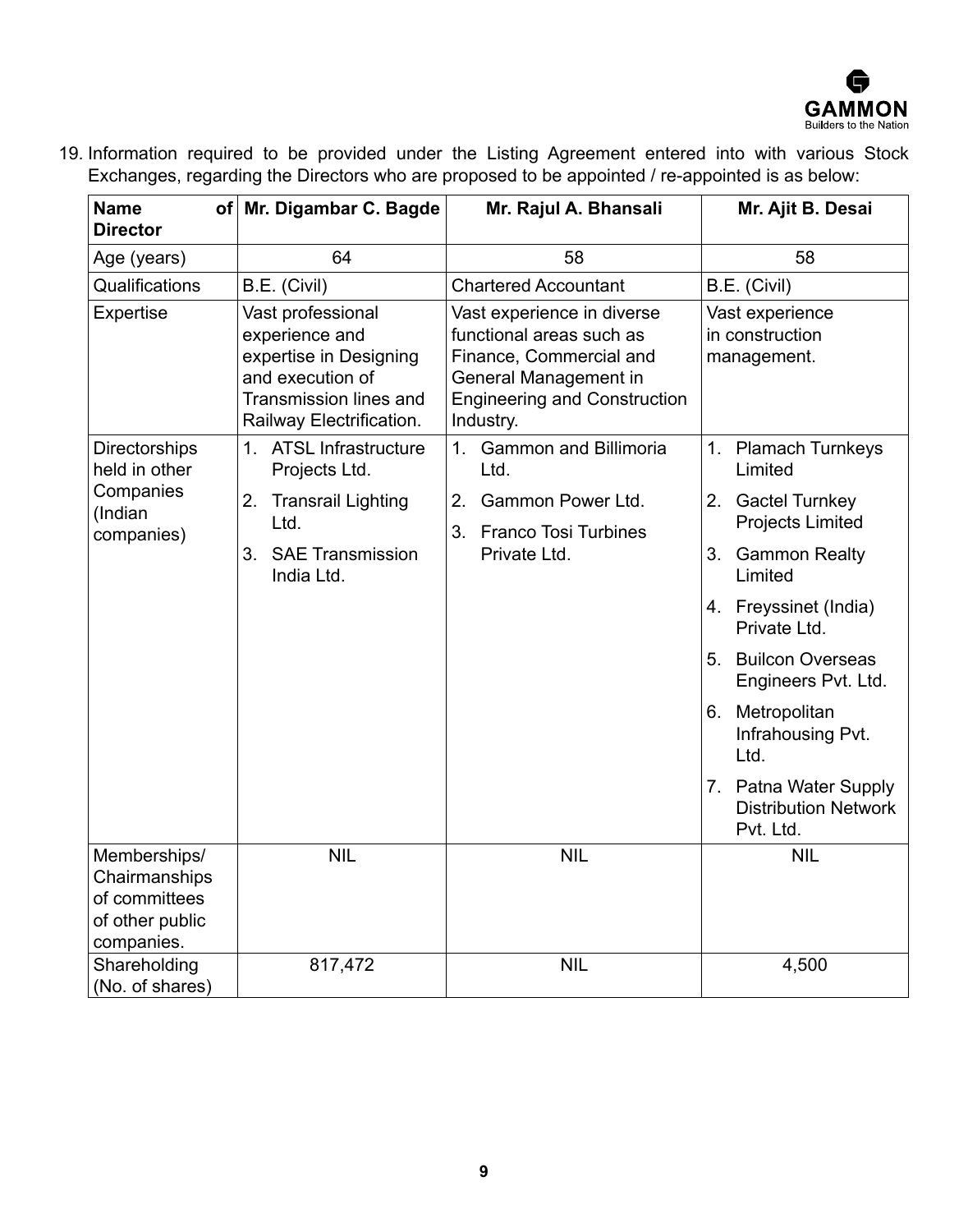19. Information required to be provided under the Listing Agreement entered into with various Stock Exchanges, regarding the Directors who are proposed to be appointed / re-appointed is as below:

| Name of Director | Mr. Digambar C. Bagde | Mr. Rajul A. Bhansali | Mr. Ajit B. Desai |
|---|---|---|---|
| Age (years) | 64 | 58 | 58 |
| Qualifications | B.E. (Civil) | Chartered Accountant | B.E. (Civil) |
| Expertise | Vast professional experience and expertise in Designing and execution of Transmission lines and Railway Electrification. | Vast experience in diverse functional areas such as Finance, Commercial and General Management in Engineering and Construction Industry. | Vast experience in construction management. |
| Directorships held in other Companies (Indian companies) | 1. ATSL Infrastructure Projects Ltd.<br>2. Transrail Lighting Ltd.<br>3. SAE Transmission India Ltd. | 1. Gammon and Billimoria Ltd.<br>2. Gammon Power Ltd.<br>3. Franco Tosi Turbines Private Ltd. | 1. Plamach Turnkeys Limited<br>2. Gactel Turnkey Projects Limited<br>3. Gammon Realty Limited<br>4. Freyssinet (India) Private Ltd.<br>5. Builcon Overseas Engineers Pvt. Ltd.<br>6. Metropolitan Infrahousing Pvt. Ltd.<br>7. Patna Water Supply Distribution Network Pvt. Ltd. |
| Memberships/ Chairmanships of committees of other public companies. | NIL | NIL | NIL |
| Shareholding (No. of shares) | 817,472 | NIL | 4,500 |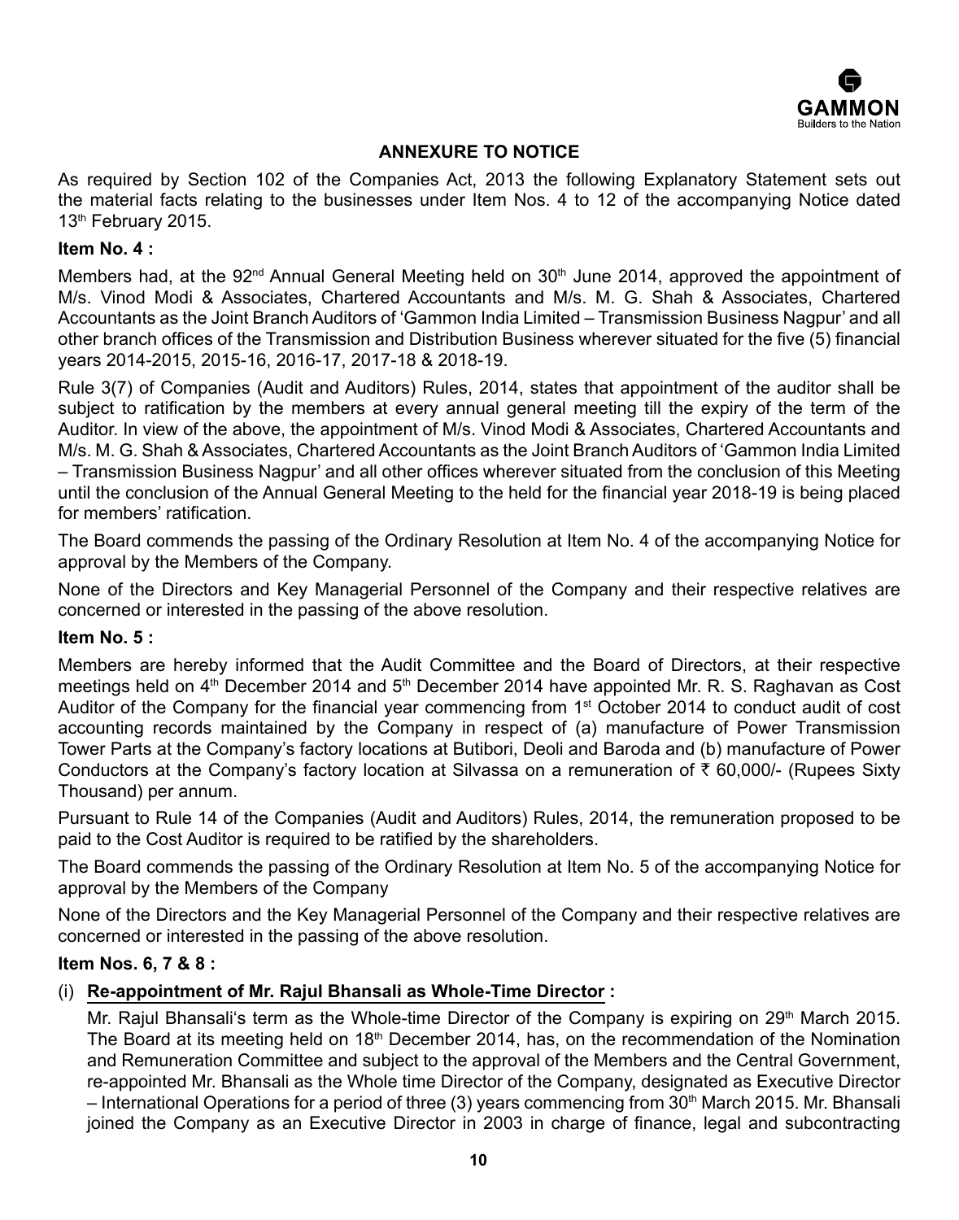## ANNEXURE TO NOTICE

As required by Section 102 of the Companies Act, 2013 the following Explanatory Statement sets out the material facts relating to the businesses under Item Nos. 4 to 12 of the accompanying Notice dated 13th February 2015.

### Item No. 4 :

Members had, at the 92nd Annual General Meeting held on 30th June 2014, approved the appointment of M/s. Vinod Modi & Associates, Chartered Accountants and M/s. M. G. Shah & Associates, Chartered Accountants as the Joint Branch Auditors of 'Gammon India Limited – Transmission Business Nagpur' and all other branch offices of the Transmission and Distribution Business wherever situated for the five (5) financial years 2014-2015, 2015-16, 2016-17, 2017-18 & 2018-19.

Rule 3(7) of Companies (Audit and Auditors) Rules, 2014, states that appointment of the auditor shall be subject to ratification by the members at every annual general meeting till the expiry of the term of the Auditor. In view of the above, the appointment of M/s. Vinod Modi & Associates, Chartered Accountants and M/s. M. G. Shah & Associates, Chartered Accountants as the Joint Branch Auditors of 'Gammon India Limited – Transmission Business Nagpur' and all other offices wherever situated from the conclusion of this Meeting until the conclusion of the Annual General Meeting to the held for the financial year 2018-19 is being placed for members' ratification.

The Board commends the passing of the Ordinary Resolution at Item No. 4 of the accompanying Notice for approval by the Members of the Company.

None of the Directors and Key Managerial Personnel of the Company and their respective relatives are concerned or interested in the passing of the above resolution.

### Item No. 5 :

Members are hereby informed that the Audit Committee and the Board of Directors, at their respective meetings held on 4th December 2014 and 5th December 2014 have appointed Mr. R. S. Raghavan as Cost Auditor of the Company for the financial year commencing from 1st October 2014 to conduct audit of cost accounting records maintained by the Company in respect of (a) manufacture of Power Transmission Tower Parts at the Company's factory locations at Butibori, Deoli and Baroda and (b) manufacture of Power Conductors at the Company's factory location at Silvassa on a remuneration of ₹ 60,000/- (Rupees Sixty Thousand) per annum.

Pursuant to Rule 14 of the Companies (Audit and Auditors) Rules, 2014, the remuneration proposed to be paid to the Cost Auditor is required to be ratified by the shareholders.

The Board commends the passing of the Ordinary Resolution at Item No. 5 of the accompanying Notice for approval by the Members of the Company

None of the Directors and the Key Managerial Personnel of the Company and their respective relatives are concerned or interested in the passing of the above resolution.

### Item Nos. 6, 7 & 8 :

(i) **Re-appointment of Mr. Rajul Bhansali as Whole-Time Director :**

Mr. Rajul Bhansali's term as the Whole-time Director of the Company is expiring on 29th March 2015. The Board at its meeting held on 18th December 2014, has, on the recommendation of the Nomination and Remuneration Committee and subject to the approval of the Members and the Central Government, re-appointed Mr. Bhansali as the Whole time Director of the Company, designated as Executive Director – International Operations for a period of three (3) years commencing from 30th March 2015. Mr. Bhansali joined the Company as an Executive Director in 2003 in charge of finance, legal and subcontracting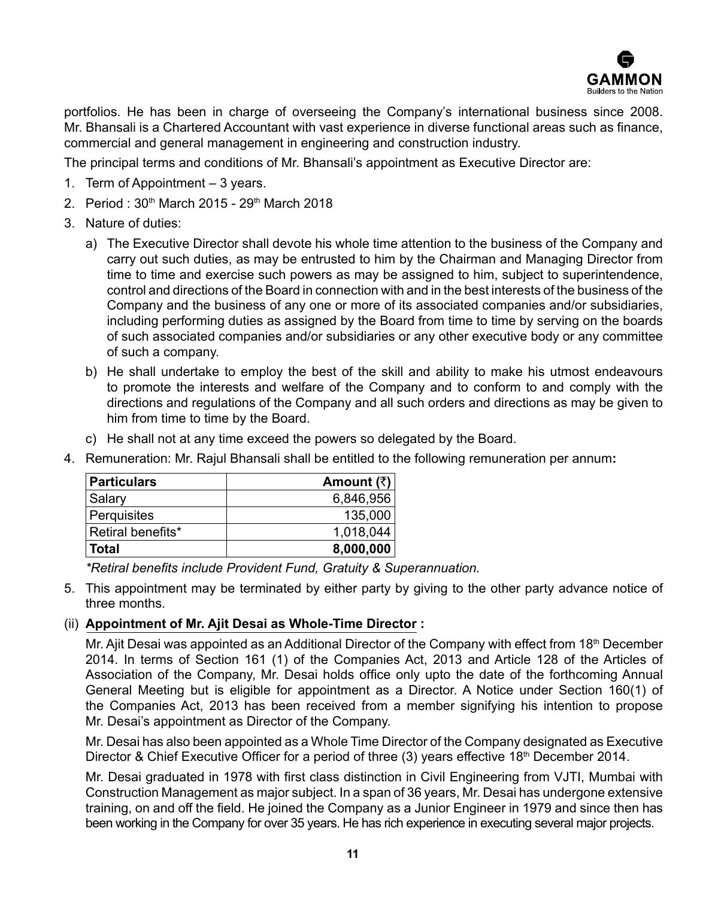portfolios. He has been in charge of overseeing the Company's international business since 2008. Mr. Bhansali is a Chartered Accountant with vast experience in diverse functional areas such as finance, commercial and general management in engineering and construction industry.

The principal terms and conditions of Mr. Bhansali's appointment as Executive Director are:

1. Term of Appointment – 3 years.
2. Period : 30th March 2015 - 29th March 2018
3. Nature of duties:
   a) The Executive Director shall devote his whole time attention to the business of the Company and carry out such duties, as may be entrusted to him by the Chairman and Managing Director from time to time and exercise such powers as may be assigned to him, subject to superintendence, control and directions of the Board in connection with and in the best interests of the business of the Company and the business of any one or more of its associated companies and/or subsidiaries, including performing duties as assigned by the Board from time to time by serving on the boards of such associated companies and/or subsidiaries or any other executive body or any committee of such a company.
   b) He shall undertake to employ the best of the skill and ability to make his utmost endeavours to promote the interests and welfare of the Company and to conform to and comply with the directions and regulations of the Company and all such orders and directions as may be given to him from time to time by the Board.
   c) He shall not at any time exceed the powers so delegated by the Board.
4. Remuneration: Mr. Rajul Bhansali shall be entitled to the following remuneration per annum**:**

| **Particulars** | **Amount (₹)** |
|---|---|
| Salary | 6,846,956 |
| Perquisites | 135,000 |
| Retiral benefits* | 1,018,044 |
| **Total** | **8,000,000** |

*\*Retiral benefits include Provident Fund, Gratuity & Superannuation.*

5. This appointment may be terminated by either party by giving to the other party advance notice of three months.

(ii) **Appointment of Mr. Ajit Desai as Whole-Time Director :**

Mr. Ajit Desai was appointed as an Additional Director of the Company with effect from 18th December 2014. In terms of Section 161 (1) of the Companies Act, 2013 and Article 128 of the Articles of Association of the Company, Mr. Desai holds office only upto the date of the forthcoming Annual General Meeting but is eligible for appointment as a Director. A Notice under Section 160(1) of the Companies Act, 2013 has been received from a member signifying his intention to propose Mr. Desai's appointment as Director of the Company.

Mr. Desai has also been appointed as a Whole Time Director of the Company designated as Executive Director & Chief Executive Officer for a period of three (3) years effective 18th December 2014.

Mr. Desai graduated in 1978 with first class distinction in Civil Engineering from VJTI, Mumbai with Construction Management as major subject. In a span of 36 years, Mr. Desai has undergone extensive training, on and off the field. He joined the Company as a Junior Engineer in 1979 and since then has been working in the Company for over 35 years. He has rich experience in executing several major projects.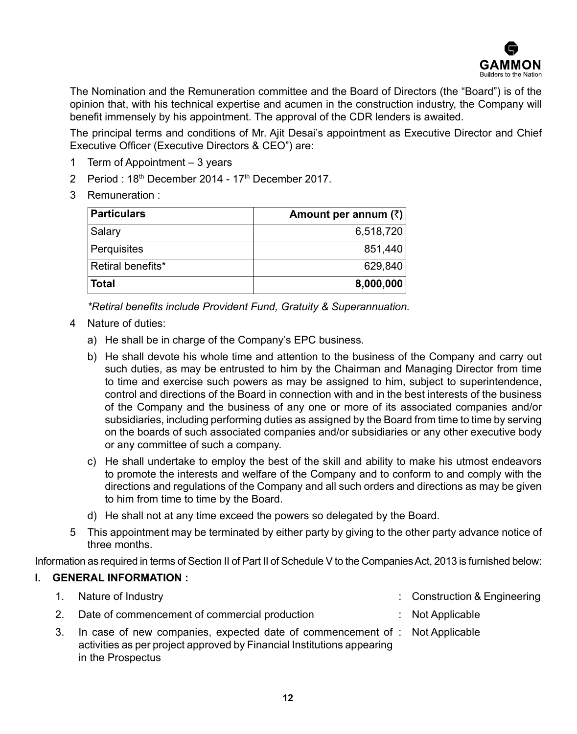The Nomination and the Remuneration committee and the Board of Directors (the "Board") is of the opinion that, with his technical expertise and acumen in the construction industry, the Company will benefit immensely by his appointment. The approval of the CDR lenders is awaited.

The principal terms and conditions of Mr. Ajit Desai's appointment as Executive Director and Chief Executive Officer (Executive Directors & CEO") are:

1 Term of Appointment – 3 years

2 Period : 18th December 2014 - 17th December 2017.

3 Remuneration :

| **Particulars** | **Amount per annum (₹)** |
|---|---:|
| Salary | 6,518,720 |
| Perquisites | 851,440 |
| Retiral benefits* | 629,840 |
| **Total** | **8,000,000** |

*\*Retiral benefits include Provident Fund, Gratuity & Superannuation.*

4 Nature of duties:

a) He shall be in charge of the Company's EPC business.

b) He shall devote his whole time and attention to the business of the Company and carry out such duties, as may be entrusted to him by the Chairman and Managing Director from time to time and exercise such powers as may be assigned to him, subject to superintendence, control and directions of the Board in connection with and in the best interests of the business of the Company and the business of any one or more of its associated companies and/or subsidiaries, including performing duties as assigned by the Board from time to time by serving on the boards of such associated companies and/or subsidiaries or any other executive body or any committee of such a company.

c) He shall undertake to employ the best of the skill and ability to make his utmost endeavors to promote the interests and welfare of the Company and to conform to and comply with the directions and regulations of the Company and all such orders and directions as may be given to him from time to time by the Board.

d) He shall not at any time exceed the powers so delegated by the Board.

5 This appointment may be terminated by either party by giving to the other party advance notice of three months.

Information as required in terms of Section II of Part II of Schedule V to the Companies Act, 2013 is furnished below:

## I. GENERAL INFORMATION :

1. Nature of Industry : Construction & Engineering
2. Date of commencement of commercial production : Not Applicable
3. In case of new companies, expected date of commencement of activities as per project approved by Financial Institutions appearing in the Prospectus : Not Applicable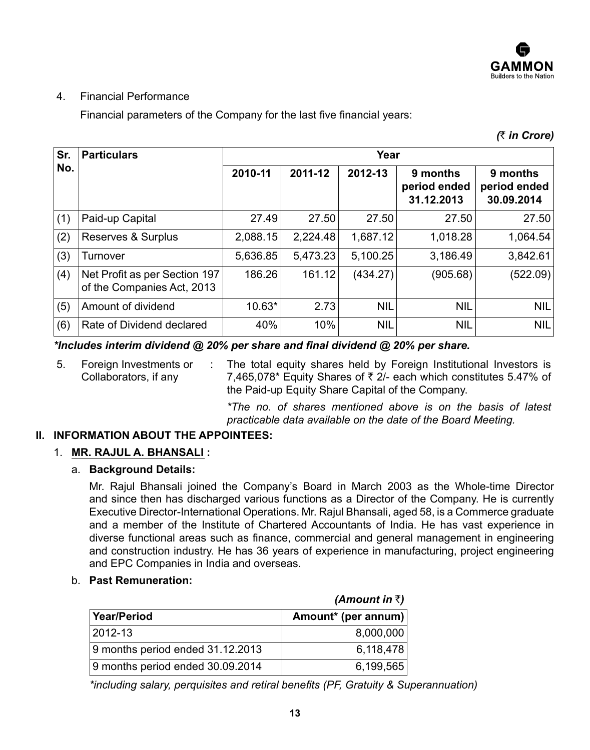4. Financial Performance

Financial parameters of the Company for the last five financial years:

*(₹ in Crore)*

| Sr. No. | Particulars | Year | | | | |
|---|---|---|---|---|---|---|
| | | 2010-11 | 2011-12 | 2012-13 | 9 months period ended 31.12.2013 | 9 months period ended 30.09.2014 |
| (1) | Paid-up Capital | 27.49 | 27.50 | 27.50 | 27.50 | 27.50 |
| (2) | Reserves & Surplus | 2,088.15 | 2,224.48 | 1,687.12 | 1,018.28 | 1,064.54 |
| (3) | Turnover | 5,636.85 | 5,473.23 | 5,100.25 | 3,186.49 | 3,842.61 |
| (4) | Net Profit as per Section 197 of the Companies Act, 2013 | 186.26 | 161.12 | (434.27) | (905.68) | (522.09) |
| (5) | Amount of dividend | 10.63* | 2.73 | NIL | NIL | NIL |
| (6) | Rate of Dividend declared | 40% | 10% | NIL | NIL | NIL |

***Includes interim dividend @ 20% per share and final dividend @ 20% per share.***

5. Foreign Investments or Collaborators, if any : The total equity shares held by Foreign Institutional Investors is 7,465,078* Equity Shares of ₹ 2/- each which constitutes 5.47% of the Paid-up Equity Share Capital of the Company.

   *\*The no. of shares mentioned above is on the basis of latest practicable data available on the date of the Board Meeting.*

## II. INFORMATION ABOUT THE APPOINTEES:

### 1. MR. RAJUL A. BHANSALI :

a. **Background Details:**

Mr. Rajul Bhansali joined the Company's Board in March 2003 as the Whole-time Director and since then has discharged various functions as a Director of the Company. He is currently Executive Director-International Operations. Mr. Rajul Bhansali, aged 58, is a Commerce graduate and a member of the Institute of Chartered Accountants of India. He has vast experience in diverse functional areas such as finance, commercial and general management in engineering and construction industry. He has 36 years of experience in manufacturing, project engineering and EPC Companies in India and overseas.

b. **Past Remuneration:**

*(Amount in ₹)*

| Year/Period | Amount* (per annum) |
|---|---|
| 2012-13 | 8,000,000 |
| 9 months period ended 31.12.2013 | 6,118,478 |
| 9 months period ended 30.09.2014 | 6,199,565 |

*\*including salary, perquisites and retiral benefits (PF, Gratuity & Superannuation)*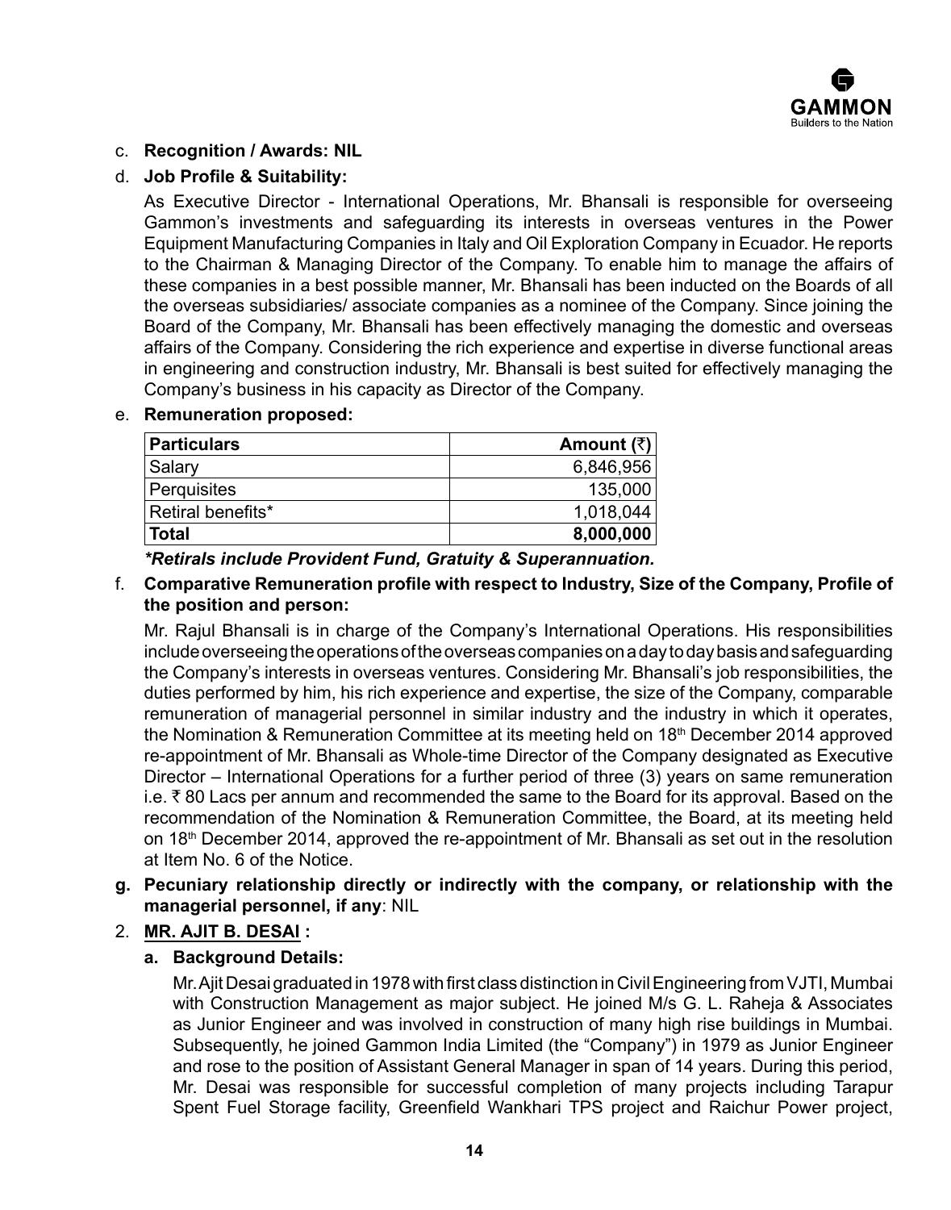c. **Recognition / Awards: NIL**

d. **Job Profile & Suitability:**

As Executive Director - International Operations, Mr. Bhansali is responsible for overseeing Gammon's investments and safeguarding its interests in overseas ventures in the Power Equipment Manufacturing Companies in Italy and Oil Exploration Company in Ecuador. He reports to the Chairman & Managing Director of the Company. To enable him to manage the affairs of these companies in a best possible manner, Mr. Bhansali has been inducted on the Boards of all the overseas subsidiaries/ associate companies as a nominee of the Company. Since joining the Board of the Company, Mr. Bhansali has been effectively managing the domestic and overseas affairs of the Company. Considering the rich experience and expertise in diverse functional areas in engineering and construction industry, Mr. Bhansali is best suited for effectively managing the Company's business in his capacity as Director of the Company.

e. **Remuneration proposed:**

| **Particulars** | **Amount (₹)** |
|---|---:|
| Salary | 6,846,956 |
| Perquisites | 135,000 |
| Retiral benefits* | 1,018,044 |
| **Total** | **8,000,000** |

***Retirals include Provident Fund, Gratuity & Superannuation.***

f. **Comparative Remuneration profile with respect to Industry, Size of the Company, Profile of the position and person:**

Mr. Rajul Bhansali is in charge of the Company's International Operations. His responsibilities include overseeing the operations of the overseas companies on a day to day basis and safeguarding the Company's interests in overseas ventures. Considering Mr. Bhansali's job responsibilities, the duties performed by him, his rich experience and expertise, the size of the Company, comparable remuneration of managerial personnel in similar industry and the industry in which it operates, the Nomination & Remuneration Committee at its meeting held on 18th December 2014 approved re-appointment of Mr. Bhansali as Whole-time Director of the Company designated as Executive Director – International Operations for a further period of three (3) years on same remuneration i.e. ₹ 80 Lacs per annum and recommended the same to the Board for its approval. Based on the recommendation of the Nomination & Remuneration Committee, the Board, at its meeting held on 18th December 2014, approved the re-appointment of Mr. Bhansali as set out in the resolution at Item No. 6 of the Notice.

**g. Pecuniary relationship directly or indirectly with the company, or relationship with the managerial personnel, if any**: NIL

2. **MR. AJIT B. DESAI :**

   **a. Background Details:**

   Mr. Ajit Desai graduated in 1978 with first class distinction in Civil Engineering from VJTI, Mumbai with Construction Management as major subject. He joined M/s G. L. Raheja & Associates as Junior Engineer and was involved in construction of many high rise buildings in Mumbai. Subsequently, he joined Gammon India Limited (the "Company") in 1979 as Junior Engineer and rose to the position of Assistant General Manager in span of 14 years. During this period, Mr. Desai was responsible for successful completion of many projects including Tarapur Spent Fuel Storage facility, Greenfield Wankhari TPS project and Raichur Power project,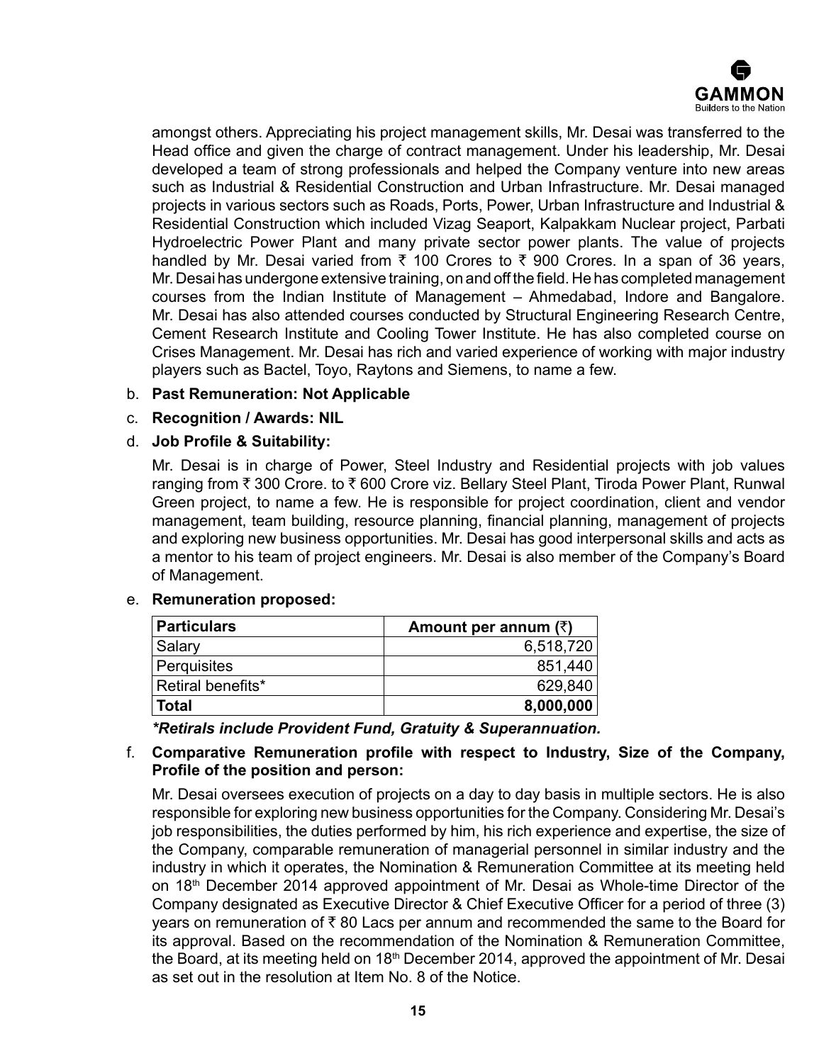amongst others. Appreciating his project management skills, Mr. Desai was transferred to the Head office and given the charge of contract management. Under his leadership, Mr. Desai developed a team of strong professionals and helped the Company venture into new areas such as Industrial & Residential Construction and Urban Infrastructure. Mr. Desai managed projects in various sectors such as Roads, Ports, Power, Urban Infrastructure and Industrial & Residential Construction which included Vizag Seaport, Kalpakkam Nuclear project, Parbati Hydroelectric Power Plant and many private sector power plants. The value of projects handled by Mr. Desai varied from ₹ 100 Crores to ₹ 900 Crores. In a span of 36 years, Mr. Desai has undergone extensive training, on and off the field. He has completed management courses from the Indian Institute of Management – Ahmedabad, Indore and Bangalore. Mr. Desai has also attended courses conducted by Structural Engineering Research Centre, Cement Research Institute and Cooling Tower Institute. He has also completed course on Crises Management. Mr. Desai has rich and varied experience of working with major industry players such as Bactel, Toyo, Raytons and Siemens, to name a few.

b. **Past Remuneration: Not Applicable**

c. **Recognition / Awards: NIL**

d. **Job Profile & Suitability:**

Mr. Desai is in charge of Power, Steel Industry and Residential projects with job values ranging from ₹ 300 Crore. to ₹ 600 Crore viz. Bellary Steel Plant, Tiroda Power Plant, Runwal Green project, to name a few. He is responsible for project coordination, client and vendor management, team building, resource planning, financial planning, management of projects and exploring new business opportunities. Mr. Desai has good interpersonal skills and acts as a mentor to his team of project engineers. Mr. Desai is also member of the Company's Board of Management.

e. **Remuneration proposed:**

| **Particulars** | **Amount per annum (₹)** |
|---|---|
| Salary | 6,518,720 |
| Perquisites | 851,440 |
| Retiral benefits* | 629,840 |
| **Total** | **8,000,000** |

***Retirals include Provident Fund, Gratuity & Superannuation.***

f. **Comparative Remuneration profile with respect to Industry, Size of the Company, Profile of the position and person:**

Mr. Desai oversees execution of projects on a day to day basis in multiple sectors. He is also responsible for exploring new business opportunities for the Company. Considering Mr. Desai's job responsibilities, the duties performed by him, his rich experience and expertise, the size of the Company, comparable remuneration of managerial personnel in similar industry and the industry in which it operates, the Nomination & Remuneration Committee at its meeting held on 18th December 2014 approved appointment of Mr. Desai as Whole-time Director of the Company designated as Executive Director & Chief Executive Officer for a period of three (3) years on remuneration of ₹ 80 Lacs per annum and recommended the same to the Board for its approval. Based on the recommendation of the Nomination & Remuneration Committee, the Board, at its meeting held on 18th December 2014, approved the appointment of Mr. Desai as set out in the resolution at Item No. 8 of the Notice.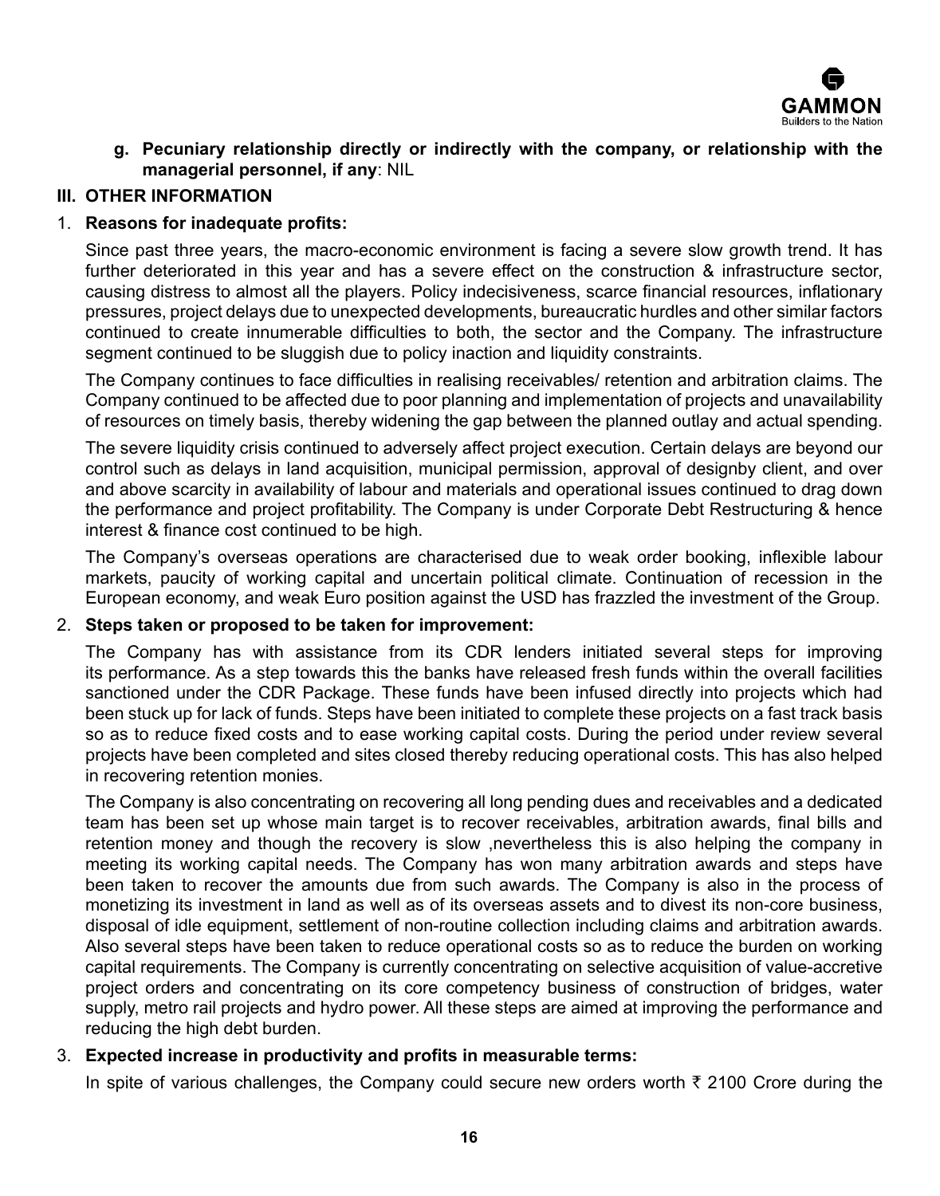**g. Pecuniary relationship directly or indirectly with the company, or relationship with the managerial personnel, if any**: NIL

## III. OTHER INFORMATION

1. **Reasons for inadequate profits:**

   Since past three years, the macro-economic environment is facing a severe slow growth trend. It has further deteriorated in this year and has a severe effect on the construction & infrastructure sector, causing distress to almost all the players. Policy indecisiveness, scarce financial resources, inflationary pressures, project delays due to unexpected developments, bureaucratic hurdles and other similar factors continued to create innumerable difficulties to both, the sector and the Company. The infrastructure segment continued to be sluggish due to policy inaction and liquidity constraints.

   The Company continues to face difficulties in realising receivables/ retention and arbitration claims. The Company continued to be affected due to poor planning and implementation of projects and unavailability of resources on timely basis, thereby widening the gap between the planned outlay and actual spending.

   The severe liquidity crisis continued to adversely affect project execution. Certain delays are beyond our control such as delays in land acquisition, municipal permission, approval of designby client, and over and above scarcity in availability of labour and materials and operational issues continued to drag down the performance and project profitability. The Company is under Corporate Debt Restructuring & hence interest & finance cost continued to be high.

   The Company's overseas operations are characterised due to weak order booking, inflexible labour markets, paucity of working capital and uncertain political climate. Continuation of recession in the European economy, and weak Euro position against the USD has frazzled the investment of the Group.

2. **Steps taken or proposed to be taken for improvement:**

   The Company has with assistance from its CDR lenders initiated several steps for improving its performance. As a step towards this the banks have released fresh funds within the overall facilities sanctioned under the CDR Package. These funds have been infused directly into projects which had been stuck up for lack of funds. Steps have been initiated to complete these projects on a fast track basis so as to reduce fixed costs and to ease working capital costs. During the period under review several projects have been completed and sites closed thereby reducing operational costs. This has also helped in recovering retention monies.

   The Company is also concentrating on recovering all long pending dues and receivables and a dedicated team has been set up whose main target is to recover receivables, arbitration awards, final bills and retention money and though the recovery is slow ,nevertheless this is also helping the company in meeting its working capital needs. The Company has won many arbitration awards and steps have been taken to recover the amounts due from such awards. The Company is also in the process of monetizing its investment in land as well as of its overseas assets and to divest its non-core business, disposal of idle equipment, settlement of non-routine collection including claims and arbitration awards. Also several steps have been taken to reduce operational costs so as to reduce the burden on working capital requirements. The Company is currently concentrating on selective acquisition of value-accretive project orders and concentrating on its core competency business of construction of bridges, water supply, metro rail projects and hydro power. All these steps are aimed at improving the performance and reducing the high debt burden.

3. **Expected increase in productivity and profits in measurable terms:**

   In spite of various challenges, the Company could secure new orders worth ₹ 2100 Crore during the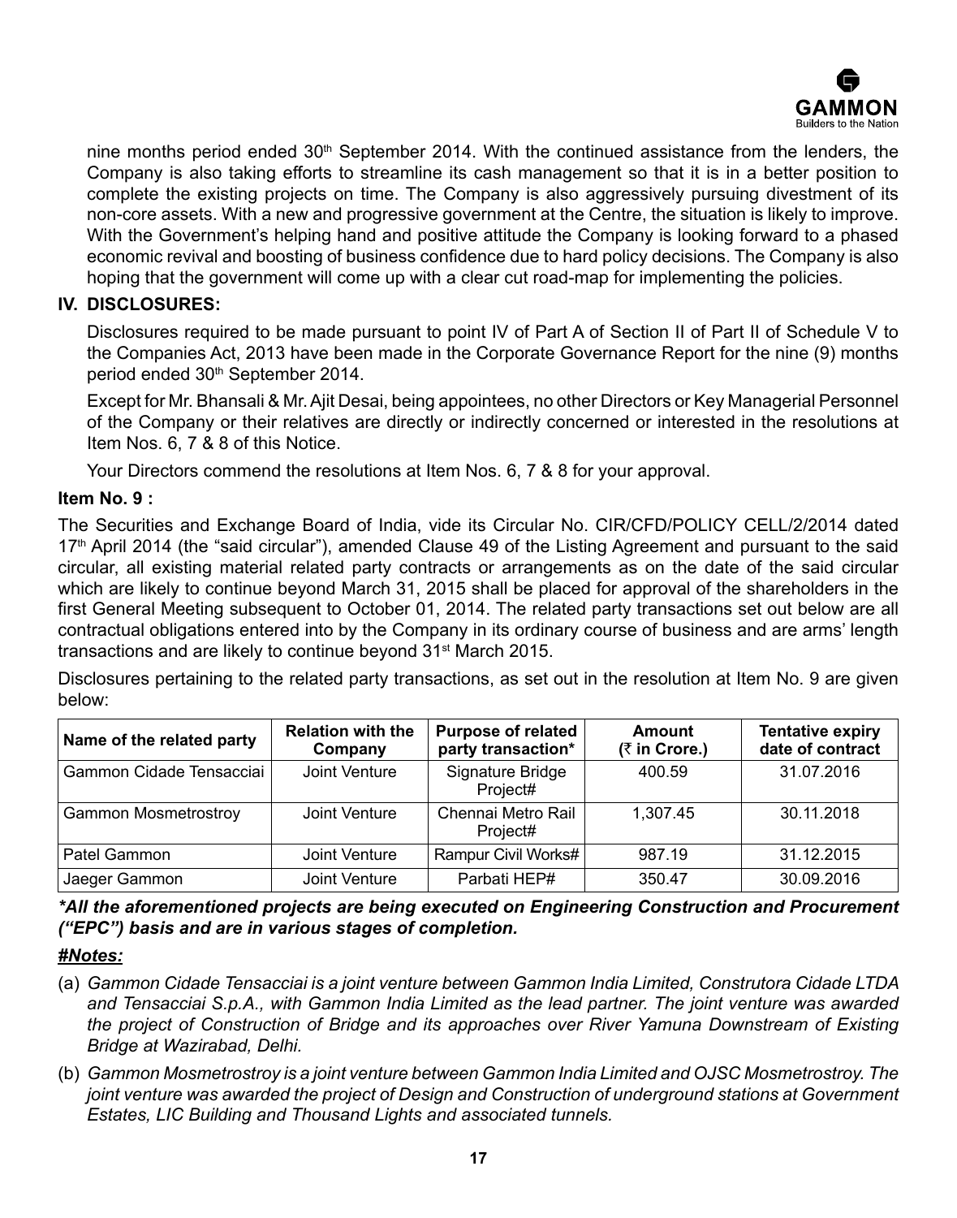nine months period ended 30th September 2014. With the continued assistance from the lenders, the Company is also taking efforts to streamline its cash management so that it is in a better position to complete the existing projects on time. The Company is also aggressively pursuing divestment of its non-core assets. With a new and progressive government at the Centre, the situation is likely to improve. With the Government's helping hand and positive attitude the Company is looking forward to a phased economic revival and boosting of business confidence due to hard policy decisions. The Company is also hoping that the government will come up with a clear cut road-map for implementing the policies.

## IV. DISCLOSURES:

Disclosures required to be made pursuant to point IV of Part A of Section II of Part II of Schedule V to the Companies Act, 2013 have been made in the Corporate Governance Report for the nine (9) months period ended 30th September 2014.

Except for Mr. Bhansali & Mr. Ajit Desai, being appointees, no other Directors or Key Managerial Personnel of the Company or their relatives are directly or indirectly concerned or interested in the resolutions at Item Nos. 6, 7 & 8 of this Notice.

Your Directors commend the resolutions at Item Nos. 6, 7 & 8 for your approval.

**Item No. 9 :**

The Securities and Exchange Board of India, vide its Circular No. CIR/CFD/POLICY CELL/2/2014 dated 17th April 2014 (the "said circular"), amended Clause 49 of the Listing Agreement and pursuant to the said circular, all existing material related party contracts or arrangements as on the date of the said circular which are likely to continue beyond March 31, 2015 shall be placed for approval of the shareholders in the first General Meeting subsequent to October 01, 2014. The related party transactions set out below are all contractual obligations entered into by the Company in its ordinary course of business and are arms' length transactions and are likely to continue beyond 31st March 2015.

Disclosures pertaining to the related party transactions, as set out in the resolution at Item No. 9 are given below:

| Name of the related party | Relation with the Company | Purpose of related party transaction* | Amount (₹ in Crore.) | Tentative expiry date of contract |
|---|---|---|---|---|
| Gammon Cidade Tensacciai | Joint Venture | Signature Bridge Project# | 400.59 | 31.07.2016 |
| Gammon Mosmetrostroy | Joint Venture | Chennai Metro Rail Project# | 1,307.45 | 30.11.2018 |
| Patel Gammon | Joint Venture | Rampur Civil Works# | 987.19 | 31.12.2015 |
| Jaeger Gammon | Joint Venture | Parbati HEP# | 350.47 | 30.09.2016 |

***All the aforementioned projects are being executed on Engineering Construction and Procurement ("EPC") basis and are in various stages of completion.***

***#Notes:***

(a) *Gammon Cidade Tensacciai is a joint venture between Gammon India Limited, Construtora Cidade LTDA and Tensacciai S.p.A., with Gammon India Limited as the lead partner. The joint venture was awarded the project of Construction of Bridge and its approaches over River Yamuna Downstream of Existing Bridge at Wazirabad, Delhi.*

(b) *Gammon Mosmetrostroy is a joint venture between Gammon India Limited and OJSC Mosmetrostroy. The joint venture was awarded the project of Design and Construction of underground stations at Government Estates, LIC Building and Thousand Lights and associated tunnels.*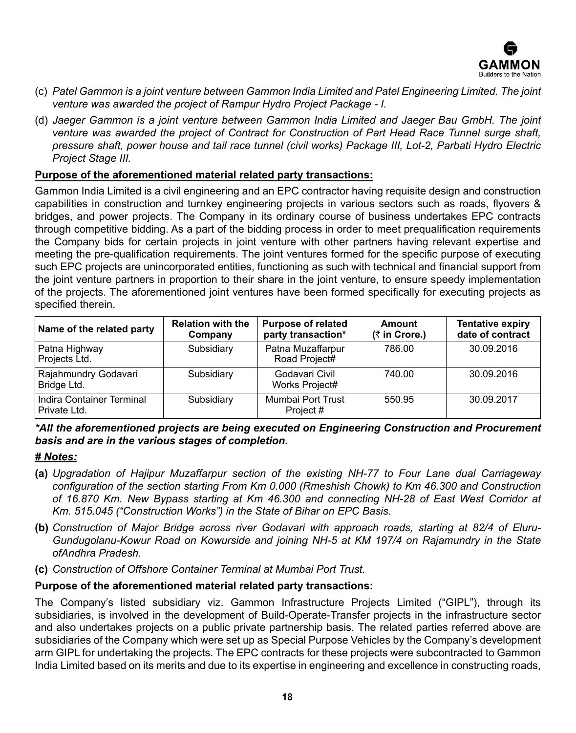(c) *Patel Gammon is a joint venture between Gammon India Limited and Patel Engineering Limited. The joint venture was awarded the project of Rampur Hydro Project Package - I.*

(d) *Jaeger Gammon is a joint venture between Gammon India Limited and Jaeger Bau GmbH. The joint venture was awarded the project of Contract for Construction of Part Head Race Tunnel surge shaft, pressure shaft, power house and tail race tunnel (civil works) Package III, Lot-2, Parbati Hydro Electric Project Stage III.*

**Purpose of the aforementioned material related party transactions:**

Gammon India Limited is a civil engineering and an EPC contractor having requisite design and construction capabilities in construction and turnkey engineering projects in various sectors such as roads, flyovers & bridges, and power projects. The Company in its ordinary course of business undertakes EPC contracts through competitive bidding. As a part of the bidding process in order to meet prequalification requirements the Company bids for certain projects in joint venture with other partners having relevant expertise and meeting the pre-qualification requirements. The joint ventures formed for the specific purpose of executing such EPC projects are unincorporated entities, functioning as such with technical and financial support from the joint venture partners in proportion to their share in the joint venture, to ensure speedy implementation of the projects. The aforementioned joint ventures have been formed specifically for executing projects as specified therein.

| Name of the related party | Relation with the Company | Purpose of related party transaction* | Amount (₹ in Crore.) | Tentative expiry date of contract |
|---|---|---|---|---|
| Patna Highway Projects Ltd. | Subsidiary | Patna Muzaffarpur Road Project# | 786.00 | 30.09.2016 |
| Rajahmundry Godavari Bridge Ltd. | Subsidiary | Godavari Civil Works Project# | 740.00 | 30.09.2016 |
| Indira Container Terminal Private Ltd. | Subsidiary | Mumbai Port Trust Project # | 550.95 | 30.09.2017 |

***All the aforementioned projects are being executed on Engineering Construction and Procurement basis and are in the various stages of completion.***

***# Notes:***

**(a)** *Upgradation of Hajipur Muzaffarpur section of the existing NH-77 to Four Lane dual Carriageway configuration of the section starting From Km 0.000 (Rmeshish Chowk) to Km 46.300 and Construction of 16.870 Km. New Bypass starting at Km 46.300 and connecting NH-28 of East West Corridor at Km. 515.045 ("Construction Works") in the State of Bihar on EPC Basis.*

**(b)** *Construction of Major Bridge across river Godavari with approach roads, starting at 82/4 of Eluru-Gundugolanu-Kowur Road on Kowurside and joining NH-5 at KM 197/4 on Rajamundry in the State ofAndhra Pradesh.*

**(c)** *Construction of Offshore Container Terminal at Mumbai Port Trust.*

**Purpose of the aforementioned material related party transactions:**

The Company's listed subsidiary viz. Gammon Infrastructure Projects Limited ("GIPL"), through its subsidiaries, is involved in the development of Build-Operate-Transfer projects in the infrastructure sector and also undertakes projects on a public private partnership basis. The related parties referred above are subsidiaries of the Company which were set up as Special Purpose Vehicles by the Company's development arm GIPL for undertaking the projects. The EPC contracts for these projects were subcontracted to Gammon India Limited based on its merits and due to its expertise in engineering and excellence in constructing roads,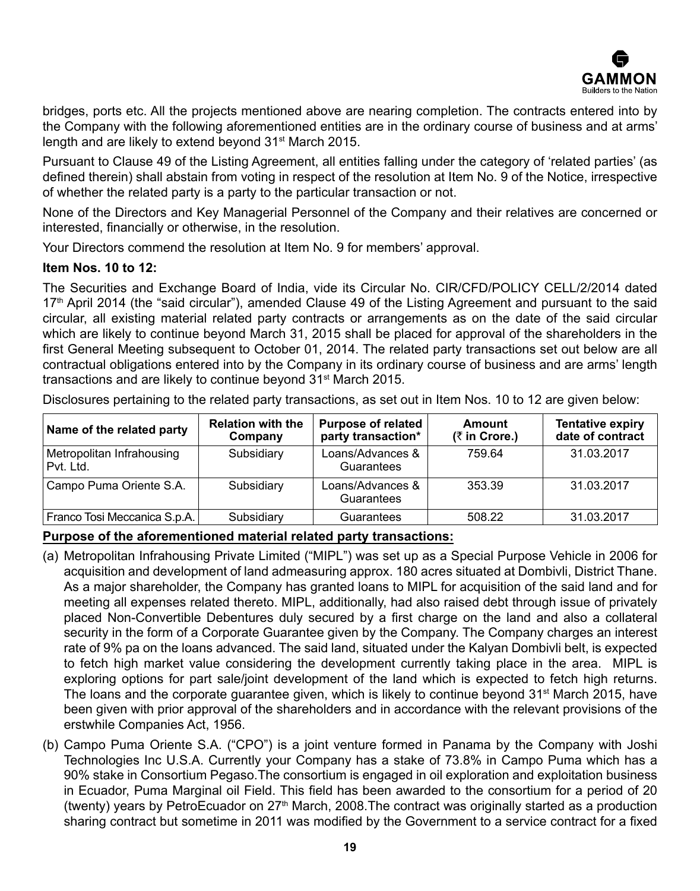bridges, ports etc. All the projects mentioned above are nearing completion. The contracts entered into by the Company with the following aforementioned entities are in the ordinary course of business and at arms' length and are likely to extend beyond 31st March 2015.

Pursuant to Clause 49 of the Listing Agreement, all entities falling under the category of 'related parties' (as defined therein) shall abstain from voting in respect of the resolution at Item No. 9 of the Notice, irrespective of whether the related party is a party to the particular transaction or not.

None of the Directors and Key Managerial Personnel of the Company and their relatives are concerned or interested, financially or otherwise, in the resolution.

Your Directors commend the resolution at Item No. 9 for members' approval.

**Item Nos. 10 to 12:**

The Securities and Exchange Board of India, vide its Circular No. CIR/CFD/POLICY CELL/2/2014 dated 17th April 2014 (the "said circular"), amended Clause 49 of the Listing Agreement and pursuant to the said circular, all existing material related party contracts or arrangements as on the date of the said circular which are likely to continue beyond March 31, 2015 shall be placed for approval of the shareholders in the first General Meeting subsequent to October 01, 2014. The related party transactions set out below are all contractual obligations entered into by the Company in its ordinary course of business and are arms' length transactions and are likely to continue beyond 31st March 2015.

Disclosures pertaining to the related party transactions, as set out in Item Nos. 10 to 12 are given below:

| Name of the related party | Relation with the Company | Purpose of related party transaction* | Amount (₹ in Crore.) | Tentative expiry date of contract |
|---|---|---|---|---|
| Metropolitan Infrahousing Pvt. Ltd. | Subsidiary | Loans/Advances & Guarantees | 759.64 | 31.03.2017 |
| Campo Puma Oriente S.A. | Subsidiary | Loans/Advances & Guarantees | 353.39 | 31.03.2017 |
| Franco Tosi Meccanica S.p.A. | Subsidiary | Guarantees | 508.22 | 31.03.2017 |

**Purpose of the aforementioned material related party transactions:**

(a) Metropolitan Infrahousing Private Limited ("MIPL") was set up as a Special Purpose Vehicle in 2006 for acquisition and development of land admeasuring approx. 180 acres situated at Dombivli, District Thane. As a major shareholder, the Company has granted loans to MIPL for acquisition of the said land and for meeting all expenses related thereto. MIPL, additionally, had also raised debt through issue of privately placed Non-Convertible Debentures duly secured by a first charge on the land and also a collateral security in the form of a Corporate Guarantee given by the Company. The Company charges an interest rate of 9% pa on the loans advanced. The said land, situated under the Kalyan Dombivli belt, is expected to fetch high market value considering the development currently taking place in the area. MIPL is exploring options for part sale/joint development of the land which is expected to fetch high returns. The loans and the corporate guarantee given, which is likely to continue beyond 31st March 2015, have been given with prior approval of the shareholders and in accordance with the relevant provisions of the erstwhile Companies Act, 1956.

(b) Campo Puma Oriente S.A. ("CPO") is a joint venture formed in Panama by the Company with Joshi Technologies Inc U.S.A. Currently your Company has a stake of 73.8% in Campo Puma which has a 90% stake in Consortium Pegaso.The consortium is engaged in oil exploration and exploitation business in Ecuador, Puma Marginal oil Field. This field has been awarded to the consortium for a period of 20 (twenty) years by PetroEcuador on 27th March, 2008.The contract was originally started as a production sharing contract but sometime in 2011 was modified by the Government to a service contract for a fixed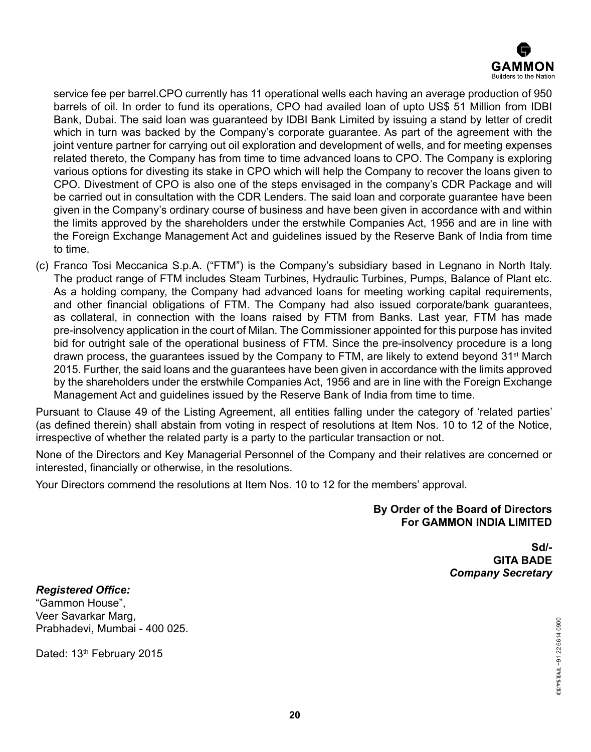service fee per barrel.CPO currently has 11 operational wells each having an average production of 950 barrels of oil. In order to fund its operations, CPO had availed loan of upto US$ 51 Million from IDBI Bank, Dubai. The said loan was guaranteed by IDBI Bank Limited by issuing a stand by letter of credit which in turn was backed by the Company's corporate guarantee. As part of the agreement with the joint venture partner for carrying out oil exploration and development of wells, and for meeting expenses related thereto, the Company has from time to time advanced loans to CPO. The Company is exploring various options for divesting its stake in CPO which will help the Company to recover the loans given to CPO. Divestment of CPO is also one of the steps envisaged in the company's CDR Package and will be carried out in consultation with the CDR Lenders. The said loan and corporate guarantee have been given in the Company's ordinary course of business and have been given in accordance with and within the limits approved by the shareholders under the erstwhile Companies Act, 1956 and are in line with the Foreign Exchange Management Act and guidelines issued by the Reserve Bank of India from time to time.

(c) Franco Tosi Meccanica S.p.A. ("FTM") is the Company's subsidiary based in Legnano in North Italy. The product range of FTM includes Steam Turbines, Hydraulic Turbines, Pumps, Balance of Plant etc. As a holding company, the Company had advanced loans for meeting working capital requirements, and other financial obligations of FTM. The Company had also issued corporate/bank guarantees, as collateral, in connection with the loans raised by FTM from Banks. Last year, FTM has made pre-insolvency application in the court of Milan. The Commissioner appointed for this purpose has invited bid for outright sale of the operational business of FTM. Since the pre-insolvency procedure is a long drawn process, the guarantees issued by the Company to FTM, are likely to extend beyond 31st March 2015. Further, the said loans and the guarantees have been given in accordance with the limits approved by the shareholders under the erstwhile Companies Act, 1956 and are in line with the Foreign Exchange Management Act and guidelines issued by the Reserve Bank of India from time to time.

Pursuant to Clause 49 of the Listing Agreement, all entities falling under the category of 'related parties' (as defined therein) shall abstain from voting in respect of resolutions at Item Nos. 10 to 12 of the Notice, irrespective of whether the related party is a party to the particular transaction or not.

None of the Directors and Key Managerial Personnel of the Company and their relatives are concerned or interested, financially or otherwise, in the resolutions.

Your Directors commend the resolutions at Item Nos. 10 to 12 for the members' approval.

**By Order of the Board of Directors**
**For GAMMON INDIA LIMITED**

**Sd/-**
**GITA BADE**
***Company Secretary***

***Registered Office:***
"Gammon House",
Veer Savarkar Marg,
Prabhadevi, Mumbai - 400 025.

Dated: 13th February 2015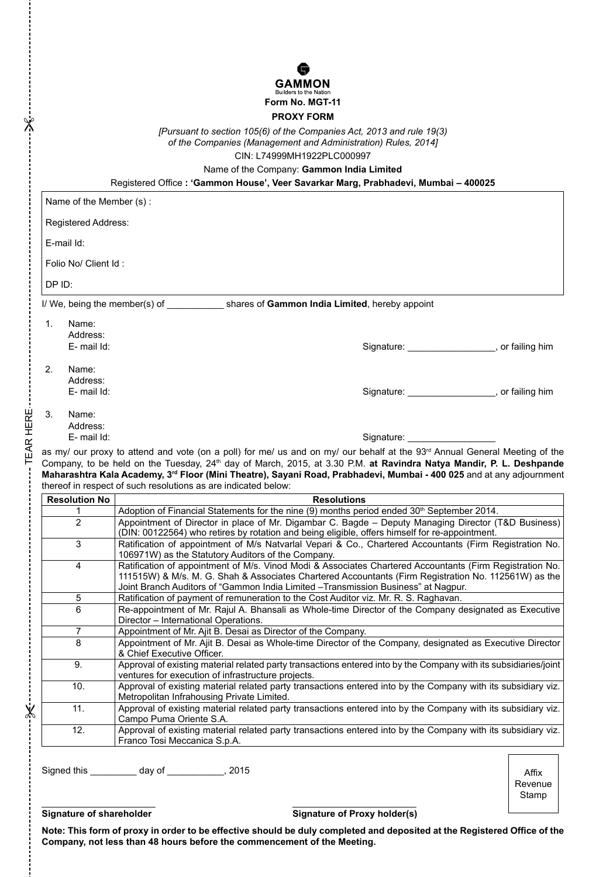**GAMMON**
Builders to the Nation

**Form No. MGT-11**

**PROXY FORM**

*[Pursuant to section 105(6) of the Companies Act, 2013 and rule 19(3) of the Companies (Management and Administration) Rules, 2014]*

CIN: L74999MH1922PLC000997

Name of the Company: **Gammon India Limited**

Registered Office **: 'Gammon House', Veer Savarkar Marg, Prabhadevi, Mumbai – 400025**

Name of the Member (s) :

Registered Address:

E-mail Id:

Folio No/ Client Id :

DP ID:

I/ We, being the member(s) of ___________ shares of **Gammon India Limited**, hereby appoint

1. Name:
   Address:
   E- mail Id: Signature: _________________, or failing him

2. Name:
   Address:
   E- mail Id: Signature: _________________, or failing him

3. Name:
   Address:
   E- mail Id: Signature: _________________

as my/ our proxy to attend and vote (on a poll) for me/ us and on my/ our behalf at the 93rd Annual General Meeting of the Company, to be held on the Tuesday, 24th day of March, 2015, at 3.30 P.M. **at Ravindra Natya Mandir, P. L. Deshpande Maharashtra Kala Academy, 3rd Floor (Mini Theatre), Sayani Road, Prabhadevi, Mumbai - 400 025** and at any adjournment thereof in respect of such resolutions as are indicated below:

| Resolution No | Resolutions |
|---|---|
| 1 | Adoption of Financial Statements for the nine (9) months period ended 30th September 2014. |
| 2 | Appointment of Director in place of Mr. Digambar C. Bagde – Deputy Managing Director (T&D Business) (DIN: 00122564) who retires by rotation and being eligible, offers himself for re-appointment. |
| 3 | Ratification of appointment of M/s Natvarlal Vepari & Co., Chartered Accountants (Firm Registration No. 106971W) as the Statutory Auditors of the Company. |
| 4 | Ratification of appointment of M/s. Vinod Modi & Associates Chartered Accountants (Firm Registration No. 111515W) & M/s. M. G. Shah & Associates Chartered Accountants (Firm Registration No. 112561W) as the Joint Branch Auditors of "Gammon India Limited –Transmission Business" at Nagpur. |
| 5 | Ratification of payment of remuneration to the Cost Auditor viz. Mr. R. S. Raghavan. |
| 6 | Re-appointment of Mr. Rajul A. Bhansali as Whole-time Director of the Company designated as Executive Director – International Operations. |
| 7 | Appointment of Mr. Ajit B. Desai as Director of the Company. |
| 8 | Appointment of Mr. Ajit B. Desai as Whole-time Director of the Company, designated as Executive Director & Chief Executive Officer. |
| 9. | Approval of existing material related party transactions entered into by the Company with its subsidiaries/joint ventures for execution of infrastructure projects. |
| 10. | Approval of existing material related party transactions entered into by the Company with its subsidiary viz. Metropolitan Infrahousing Private Limited. |
| 11. | Approval of existing material related party transactions entered into by the Company with its subsidiary viz. Campo Puma Oriente S.A. |
| 12. | Approval of existing material related party transactions entered into by the Company with its subsidiary viz. Franco Tosi Meccanica S.p.A. |

Signed this _________ day of ___________, 2015

Affix Revenue Stamp

_______________________ _______________________

**Signature of shareholder** **Signature of Proxy holder(s)**

**Note: This form of proxy in order to be effective should be duly completed and deposited at the Registered Office of the Company, not less than 48 hours before the commencement of the Meeting.**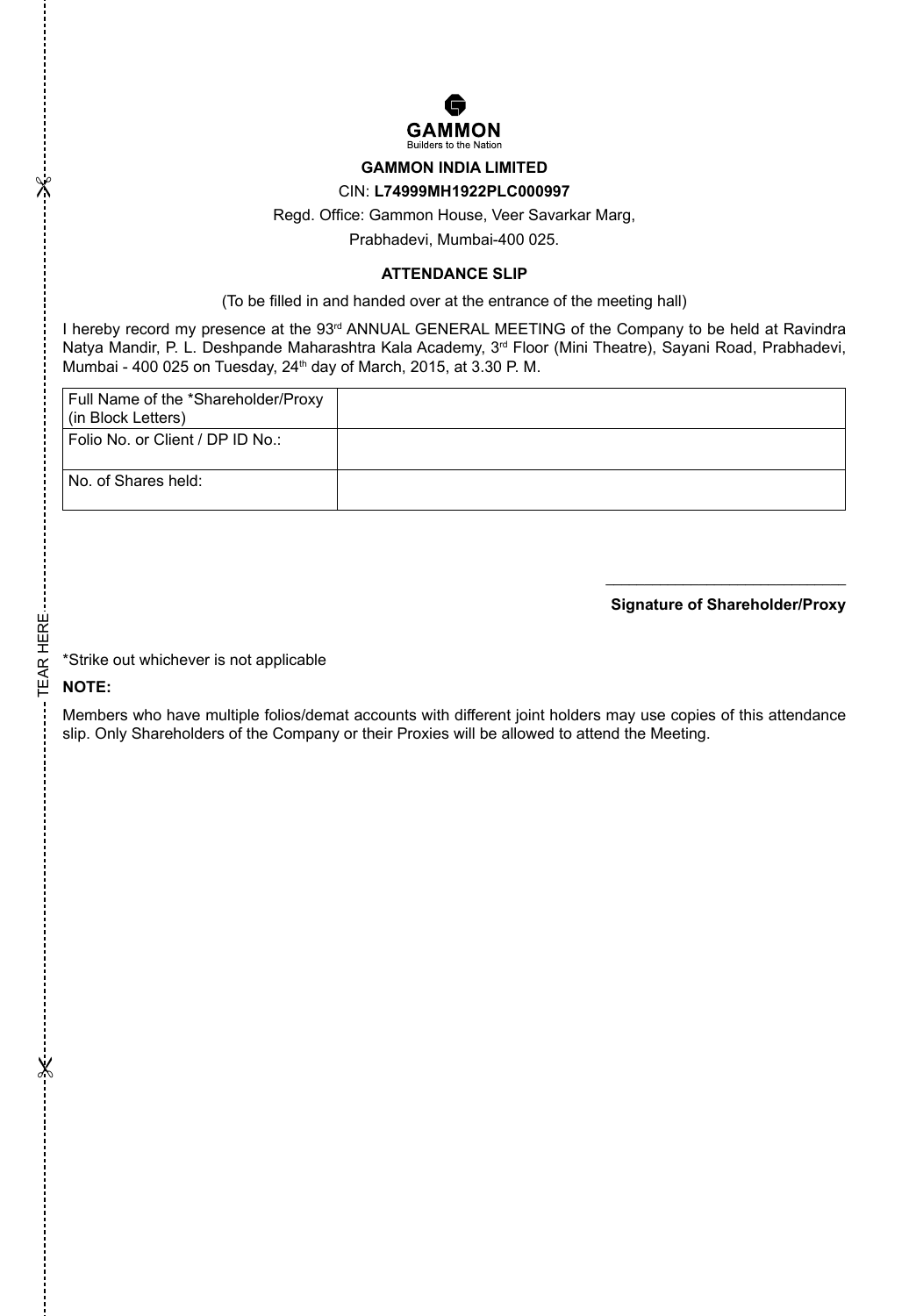GAMMON

Builders to the Nation

**GAMMON INDIA LIMITED**

CIN: **L74999MH1922PLC000997**

Regd. Office: Gammon House, Veer Savarkar Marg,

Prabhadevi, Mumbai-400 025.

**ATTENDANCE SLIP**

(To be filled in and handed over at the entrance of the meeting hall)

I hereby record my presence at the 93rd ANNUAL GENERAL MEETING of the Company to be held at Ravindra Natya Mandir, P. L. Deshpande Maharashtra Kala Academy, 3rd Floor (Mini Theatre), Sayani Road, Prabhadevi, Mumbai - 400 025 on Tuesday, 24th day of March, 2015, at 3.30 P. M.

| | |
|---|---|
| Full Name of the *Shareholder/Proxy (in Block Letters) | |
| Folio No. or Client / DP ID No.: | |
| No. of Shares held: | |

\_\_\_\_\_\_\_\_\_\_\_\_\_\_\_\_\_\_\_\_\_\_\_\_\_\_\_\_

**Signature of Shareholder/Proxy**

*Strike out whichever is not applicable

**NOTE:**

Members who have multiple folios/demat accounts with different joint holders may use copies of this attendance slip. Only Shareholders of the Company or their Proxies will be allowed to attend the Meeting.

TEAR HERE